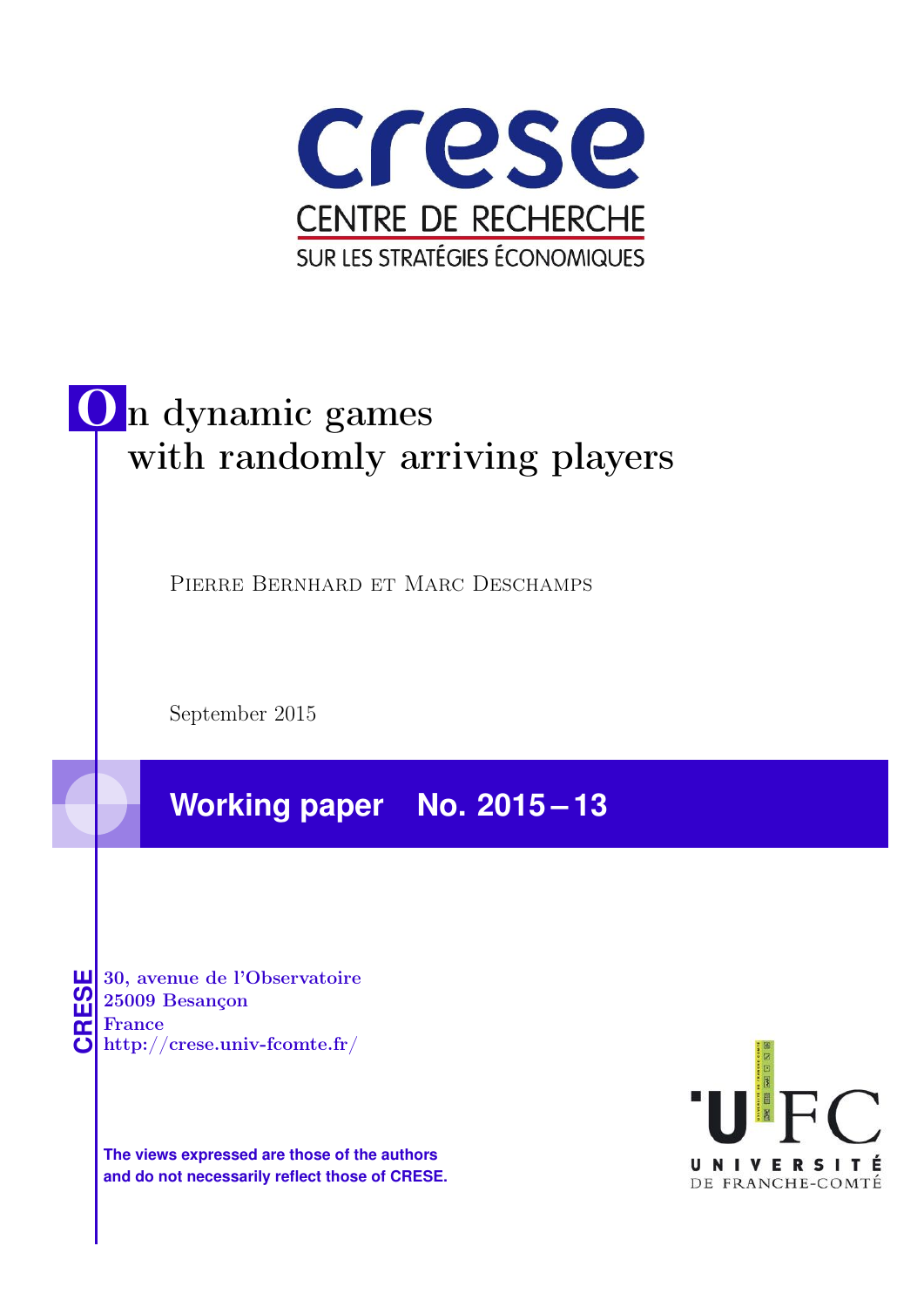crese

CENTRE DE RECHERCHE

SUR LES STRATÉGIES ÉCONOMIQUES

# On dynamic games with randomly arriving players

Pierre Bernhard et Marc Deschamps

September 2015

**Working paper No. 2015 – 13**

CRESE

30, avenue de l'Observatoire
25009 Besançon
France
http://crese.univ-fcomte.fr/

**The views expressed are those of the authors and do not necessarily reflect those of CRESE.**

UFC
UNIVERSITÉ DE FRANCHE-COMTÉ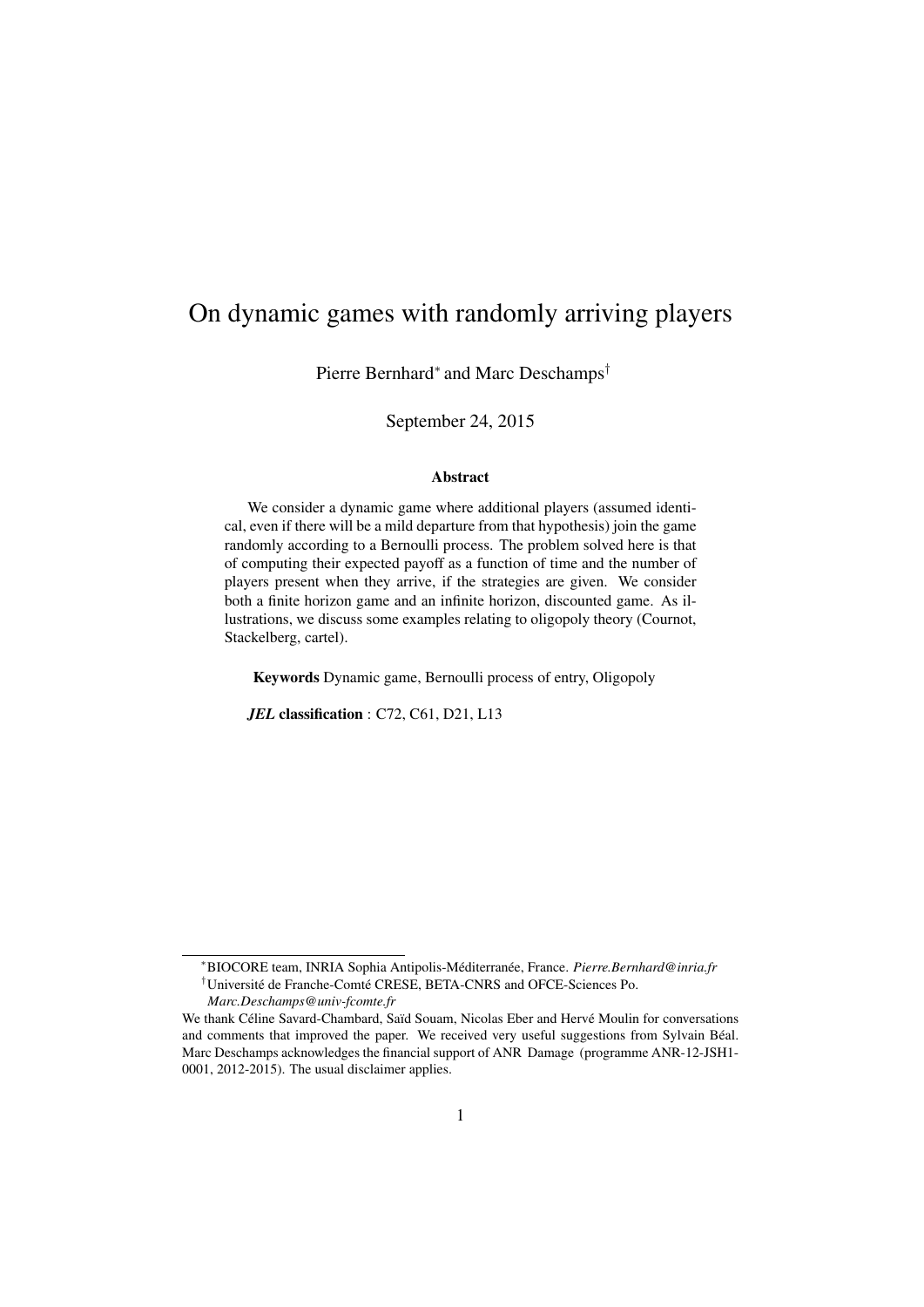# On dynamic games with randomly arriving players

Pierre Bernhard[*] and Marc Deschamps[†]

September 24, 2015

### Abstract

We consider a dynamic game where additional players (assumed identical, even if there will be a mild departure from that hypothesis) join the game randomly according to a Bernoulli process. The problem solved here is that of computing their expected payoff as a function of time and the number of players present when they arrive, if the strategies are given. We consider both a finite horizon game and an infinite horizon, discounted game. As illustrations, we discuss some examples relating to oligopoly theory (Cournot, Stackelberg, cartel).

**Keywords** Dynamic game, Bernoulli process of entry, Oligopoly

***JEL* classification** : C72, C61, D21, L13

---

[*]BIOCORE team, INRIA Sophia Antipolis-Méditerranée, France. *Pierre.Bernhard@inria.fr*

[†]Université de Franche-Comté CRESE, BETA-CNRS and OFCE-Sciences Po. *Marc.Deschamps@univ-fcomte.fr*

We thank Céline Savard-Chambard, Saïd Souam, Nicolas Eber and Hervé Moulin for conversations and comments that improved the paper. We received very useful suggestions from Sylvain Béal. Marc Deschamps acknowledges the financial support of ANR Damage (programme ANR-12-JSH1-0001, 2012-2015). The usual disclaimer applies.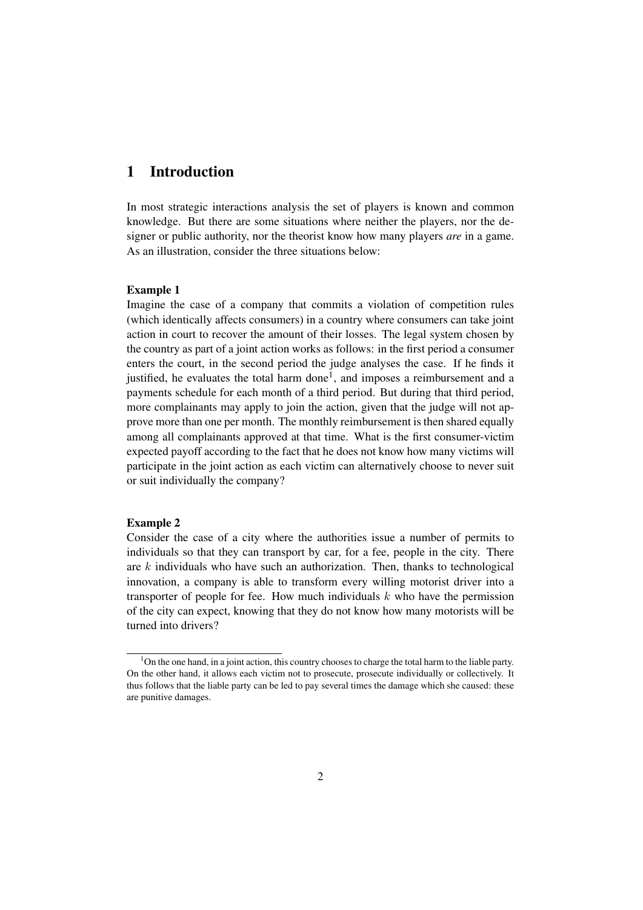# 1 Introduction

In most strategic interactions analysis the set of players is known and common knowledge. But there are some situations where neither the players, nor the designer or public authority, nor the theorist know how many players *are* in a game. As an illustration, consider the three situations below:

**Example 1**
Imagine the case of a company that commits a violation of competition rules (which identically affects consumers) in a country where consumers can take joint action in court to recover the amount of their losses. The legal system chosen by the country as part of a joint action works as follows: in the first period a consumer enters the court, in the second period the judge analyses the case. If he finds it justified, he evaluates the total harm done[1], and imposes a reimbursement and a payments schedule for each month of a third period. But during that third period, more complainants may apply to join the action, given that the judge will not approve more than one per month. The monthly reimbursement is then shared equally among all complainants approved at that time. What is the first consumer-victim expected payoff according to the fact that he does not know how many victims will participate in the joint action as each victim can alternatively choose to never suit or suit individually the company?

**Example 2**
Consider the case of a city where the authorities issue a number of permits to individuals so that they can transport by car, for a fee, people in the city. There are $k$ individuals who have such an authorization. Then, thanks to technological innovation, a company is able to transform every willing motorist driver into a transporter of people for fee. How much individuals $k$ who have the permission of the city can expect, knowing that they do not know how many motorists will be turned into drivers?

[1] On the one hand, in a joint action, this country chooses to charge the total harm to the liable party. On the other hand, it allows each victim not to prosecute, prosecute individually or collectively. It thus follows that the liable party can be led to pay several times the damage which she caused: these are punitive damages.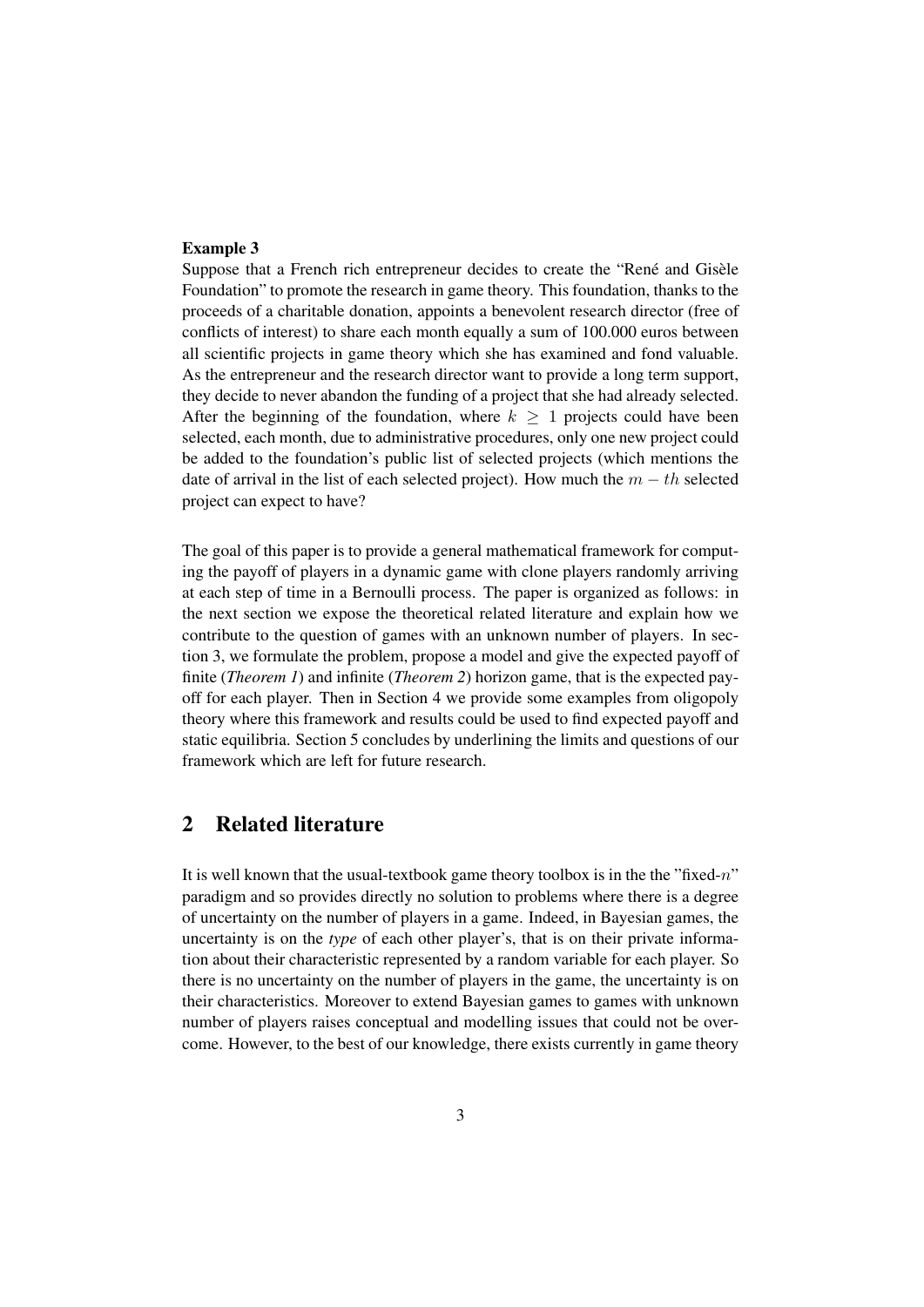**Example 3**

Suppose that a French rich entrepreneur decides to create the "René and Gisèle Foundation" to promote the research in game theory. This foundation, thanks to the proceeds of a charitable donation, appoints a benevolent research director (free of conflicts of interest) to share each month equally a sum of 100.000 euros between all scientific projects in game theory which she has examined and fond valuable. As the entrepreneur and the research director want to provide a long term support, they decide to never abandon the funding of a project that she had already selected. After the beginning of the foundation, where $k \geq 1$ projects could have been selected, each month, due to administrative procedures, only one new project could be added to the foundation's public list of selected projects (which mentions the date of arrival in the list of each selected project). How much the $m-th$ selected project can expect to have?

The goal of this paper is to provide a general mathematical framework for computing the payoff of players in a dynamic game with clone players randomly arriving at each step of time in a Bernoulli process. The paper is organized as follows: in the next section we expose the theoretical related literature and explain how we contribute to the question of games with an unknown number of players. In section 3, we formulate the problem, propose a model and give the expected payoff of finite (*Theorem 1*) and infinite (*Theorem 2*) horizon game, that is the expected payoff for each player. Then in Section 4 we provide some examples from oligopoly theory where this framework and results could be used to find expected payoff and static equilibria. Section 5 concludes by underlining the limits and questions of our framework which are left for future research.

## 2 Related literature

It is well known that the usual-textbook game theory toolbox is in the the "fixed-$n$" paradigm and so provides directly no solution to problems where there is a degree of uncertainty on the number of players in a game. Indeed, in Bayesian games, the uncertainty is on the *type* of each other player's, that is on their private information about their characteristic represented by a random variable for each player. So there is no uncertainty on the number of players in the game, the uncertainty is on their characteristics. Moreover to extend Bayesian games to games with unknown number of players raises conceptual and modelling issues that could not be overcome. However, to the best of our knowledge, there exists currently in game theory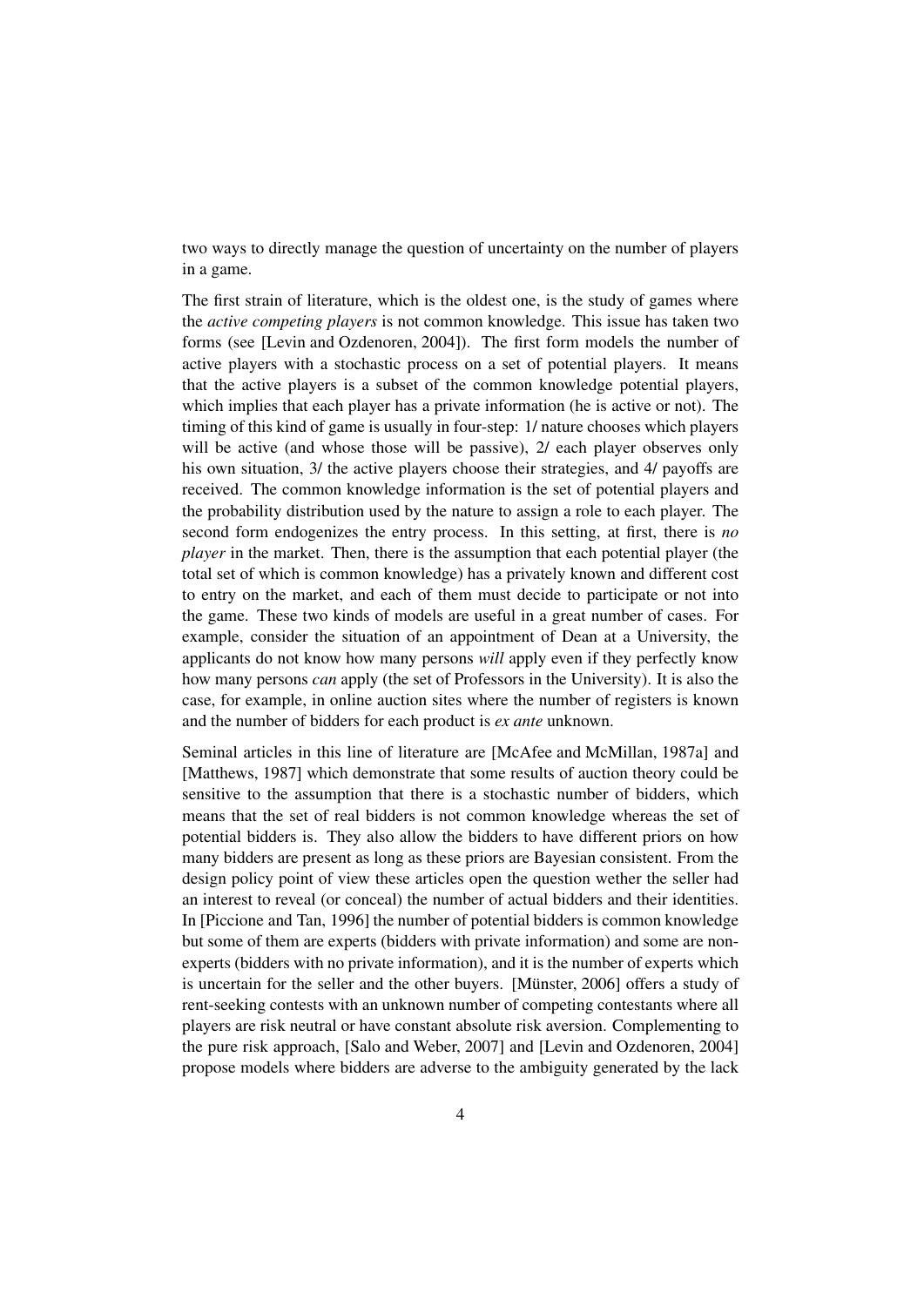two ways to directly manage the question of uncertainty on the number of players in a game.

The first strain of literature, which is the oldest one, is the study of games where the *active competing players* is not common knowledge. This issue has taken two forms (see [Levin and Ozdenoren, 2004]). The first form models the number of active players with a stochastic process on a set of potential players. It means that the active players is a subset of the common knowledge potential players, which implies that each player has a private information (he is active or not). The timing of this kind of game is usually in four-step: 1/ nature chooses which players will be active (and whose those will be passive), 2/ each player observes only his own situation, 3/ the active players choose their strategies, and 4/ payoffs are received. The common knowledge information is the set of potential players and the probability distribution used by the nature to assign a role to each player. The second form endogenizes the entry process. In this setting, at first, there is *no player* in the market. Then, there is the assumption that each potential player (the total set of which is common knowledge) has a privately known and different cost to entry on the market, and each of them must decide to participate or not into the game. These two kinds of models are useful in a great number of cases. For example, consider the situation of an appointment of Dean at a University, the applicants do not know how many persons *will* apply even if they perfectly know how many persons *can* apply (the set of Professors in the University). It is also the case, for example, in online auction sites where the number of registers is known and the number of bidders for each product is *ex ante* unknown.

Seminal articles in this line of literature are [McAfee and McMillan, 1987a] and [Matthews, 1987] which demonstrate that some results of auction theory could be sensitive to the assumption that there is a stochastic number of bidders, which means that the set of real bidders is not common knowledge whereas the set of potential bidders is. They also allow the bidders to have different priors on how many bidders are present as long as these priors are Bayesian consistent. From the design policy point of view these articles open the question wether the seller had an interest to reveal (or conceal) the number of actual bidders and their identities. In [Piccione and Tan, 1996] the number of potential bidders is common knowledge but some of them are experts (bidders with private information) and some are non-experts (bidders with no private information), and it is the number of experts which is uncertain for the seller and the other buyers. [Münster, 2006] offers a study of rent-seeking contests with an unknown number of competing contestants where all players are risk neutral or have constant absolute risk aversion. Complementing to the pure risk approach, [Salo and Weber, 2007] and [Levin and Ozdenoren, 2004] propose models where bidders are adverse to the ambiguity generated by the lack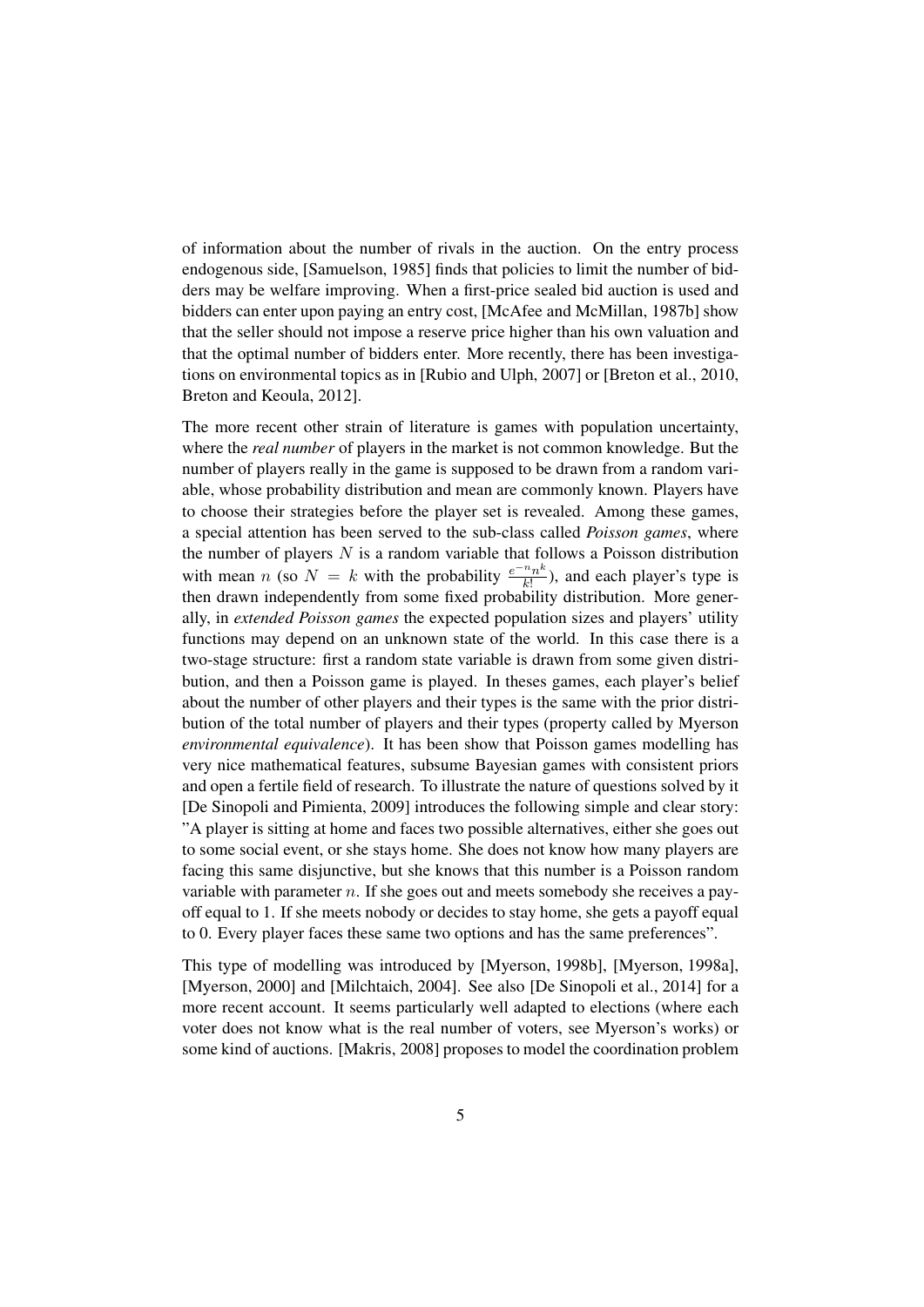of information about the number of rivals in the auction. On the entry process endogenous side, [Samuelson, 1985] finds that policies to limit the number of bidders may be welfare improving. When a first-price sealed bid auction is used and bidders can enter upon paying an entry cost, [McAfee and McMillan, 1987b] show that the seller should not impose a reserve price higher than his own valuation and that the optimal number of bidders enter. More recently, there has been investigations on environmental topics as in [Rubio and Ulph, 2007] or [Breton et al., 2010, Breton and Keoula, 2012].

The more recent other strain of literature is games with population uncertainty, where the *real number* of players in the market is not common knowledge. But the number of players really in the game is supposed to be drawn from a random variable, whose probability distribution and mean are commonly known. Players have to choose their strategies before the player set is revealed. Among these games, a special attention has been served to the sub-class called *Poisson games*, where the number of players $N$ is a random variable that follows a Poisson distribution with mean $n$ (so $N = k$ with the probability $\frac{e^{-n}n^k}{k!}$), and each player's type is then drawn independently from some fixed probability distribution. More generally, in *extended Poisson games* the expected population sizes and players' utility functions may depend on an unknown state of the world. In this case there is a two-stage structure: first a random state variable is drawn from some given distribution, and then a Poisson game is played. In theses games, each player's belief about the number of other players and their types is the same with the prior distribution of the total number of players and their types (property called by Myerson *environmental equivalence*). It has been show that Poisson games modelling has very nice mathematical features, subsume Bayesian games with consistent priors and open a fertile field of research. To illustrate the nature of questions solved by it [De Sinopoli and Pimienta, 2009] introduces the following simple and clear story: "A player is sitting at home and faces two possible alternatives, either she goes out to some social event, or she stays home. She does not know how many players are facing this same disjunctive, but she knows that this number is a Poisson random variable with parameter $n$. If she goes out and meets somebody she receives a payoff equal to 1. If she meets nobody or decides to stay home, she gets a payoff equal to 0. Every player faces these same two options and has the same preferences".

This type of modelling was introduced by [Myerson, 1998b], [Myerson, 1998a], [Myerson, 2000] and [Milchtaich, 2004]. See also [De Sinopoli et al., 2014] for a more recent account. It seems particularly well adapted to elections (where each voter does not know what is the real number of voters, see Myerson's works) or some kind of auctions. [Makris, 2008] proposes to model the coordination problem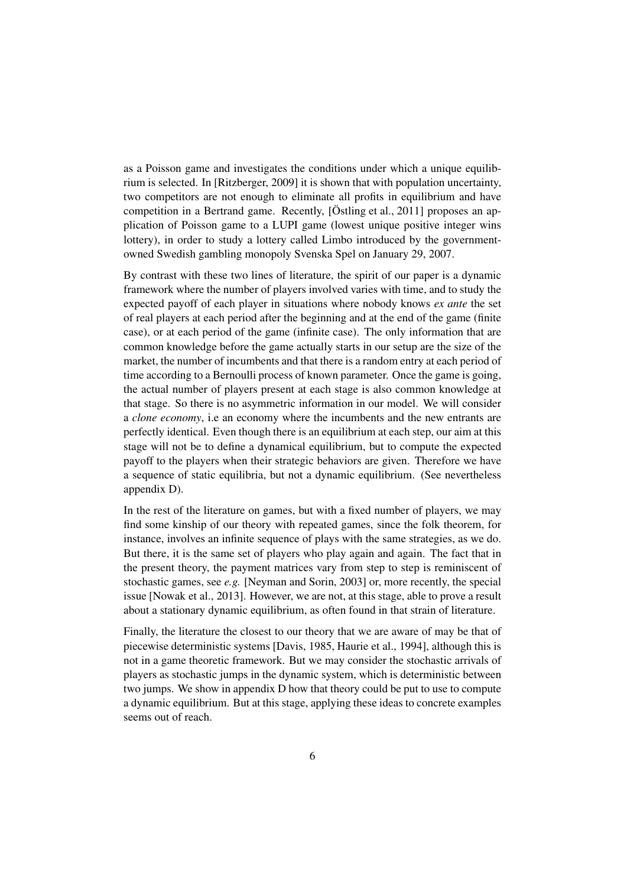as a Poisson game and investigates the conditions under which a unique equilibrium is selected. In [Ritzberger, 2009] it is shown that with population uncertainty, two competitors are not enough to eliminate all profits in equilibrium and have competition in a Bertrand game. Recently, [Östling et al., 2011] proposes an application of Poisson game to a LUPI game (lowest unique positive integer wins lottery), in order to study a lottery called Limbo introduced by the government-owned Swedish gambling monopoly Svenska Spel on January 29, 2007.

By contrast with these two lines of literature, the spirit of our paper is a dynamic framework where the number of players involved varies with time, and to study the expected payoff of each player in situations where nobody knows *ex ante* the set of real players at each period after the beginning and at the end of the game (finite case), or at each period of the game (infinite case). The only information that are common knowledge before the game actually starts in our setup are the size of the market, the number of incumbents and that there is a random entry at each period of time according to a Bernoulli process of known parameter. Once the game is going, the actual number of players present at each stage is also common knowledge at that stage. So there is no asymmetric information in our model. We will consider a *clone economy*, i.e an economy where the incumbents and the new entrants are perfectly identical. Even though there is an equilibrium at each step, our aim at this stage will not be to define a dynamical equilibrium, but to compute the expected payoff to the players when their strategic behaviors are given. Therefore we have a sequence of static equilibria, but not a dynamic equilibrium. (See nevertheless appendix D).

In the rest of the literature on games, but with a fixed number of players, we may find some kinship of our theory with repeated games, since the folk theorem, for instance, involves an infinite sequence of plays with the same strategies, as we do. But there, it is the same set of players who play again and again. The fact that in the present theory, the payment matrices vary from step to step is reminiscent of stochastic games, see *e.g.* [Neyman and Sorin, 2003] or, more recently, the special issue [Nowak et al., 2013]. However, we are not, at this stage, able to prove a result about a stationary dynamic equilibrium, as often found in that strain of literature.

Finally, the literature the closest to our theory that we are aware of may be that of piecewise deterministic systems [Davis, 1985, Haurie et al., 1994], although this is not in a game theoretic framework. But we may consider the stochastic arrivals of players as stochastic jumps in the dynamic system, which is deterministic between two jumps. We show in appendix D how that theory could be put to use to compute a dynamic equilibrium. But at this stage, applying these ideas to concrete examples seems out of reach.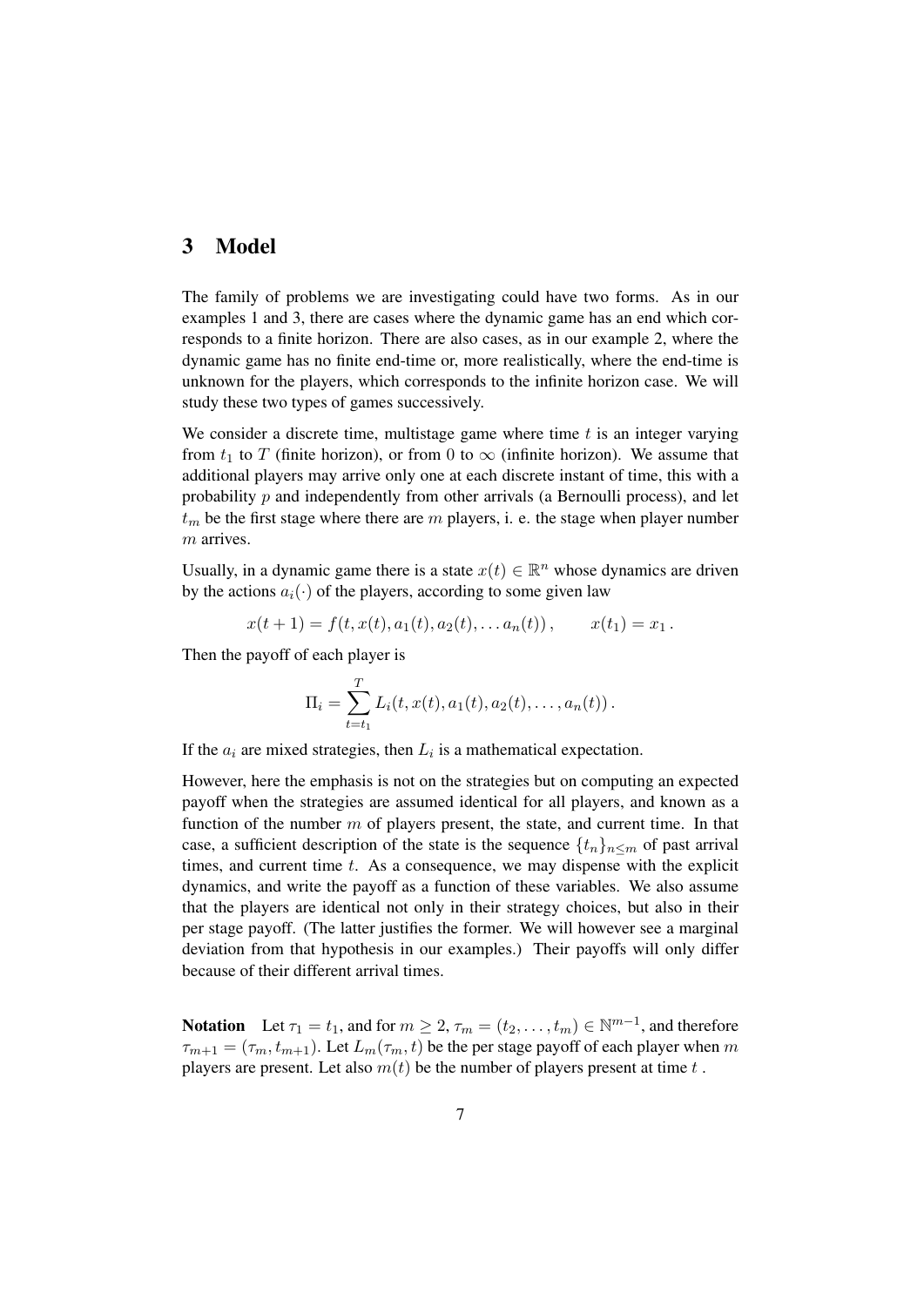## 3 Model

The family of problems we are investigating could have two forms. As in our examples 1 and 3, there are cases where the dynamic game has an end which corresponds to a finite horizon. There are also cases, as in our example 2, where the dynamic game has no finite end-time or, more realistically, where the end-time is unknown for the players, which corresponds to the infinite horizon case. We will study these two types of games successively.

We consider a discrete time, multistage game where time $t$ is an integer varying from $t_1$ to $T$ (finite horizon), or from 0 to $\infty$ (infinite horizon). We assume that additional players may arrive only one at each discrete instant of time, this with a probability $p$ and independently from other arrivals (a Bernoulli process), and let $t_m$ be the first stage where there are $m$ players, i. e. the stage when player number $m$ arrives.

Usually, in a dynamic game there is a state $x(t) \in \mathbb{R}^n$ whose dynamics are driven by the actions $a_i(\cdot)$ of the players, according to some given law

$$x(t+1) = f(t, x(t), a_1(t), a_2(t), \ldots a_n(t)), \qquad x(t_1) = x_1 .$$

Then the payoff of each player is

$$\Pi_i = \sum_{t=t_1}^{T} L_i(t, x(t), a_1(t), a_2(t), \ldots, a_n(t)) .$$

If the $a_i$ are mixed strategies, then $L_i$ is a mathematical expectation.

However, here the emphasis is not on the strategies but on computing an expected payoff when the strategies are assumed identical for all players, and known as a function of the number $m$ of players present, the state, and current time. In that case, a sufficient description of the state is the sequence $\{t_n\}_{n \leq m}$ of past arrival times, and current time $t$. As a consequence, we may dispense with the explicit dynamics, and write the payoff as a function of these variables. We also assume that the players are identical not only in their strategy choices, but also in their per stage payoff. (The latter justifies the former. We will however see a marginal deviation from that hypothesis in our examples.) Their payoffs will only differ because of their different arrival times.

**Notation** Let $\tau_1 = t_1$, and for $m \geq 2$, $\tau_m = (t_2, \ldots, t_m) \in \mathbb{N}^{m-1}$, and therefore $\tau_{m+1} = (\tau_m, t_{m+1})$. Let $L_m(\tau_m, t)$ be the per stage payoff of each player when $m$ players are present. Let also $m(t)$ be the number of players present at time $t$ .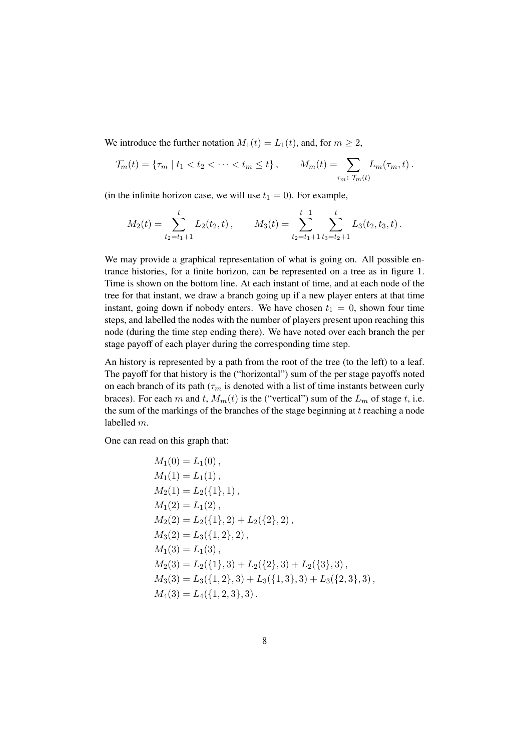We introduce the further notation $M_1(t) = L_1(t)$, and, for $m \geq 2$,

$$\mathcal{T}_m(t) = \{\tau_m \mid t_1 < t_2 < \cdots < t_m \leq t\}\,, \qquad M_m(t) = \sum_{\tau_m \in \mathcal{T}_m(t)} L_m(\tau_m, t)\,.$$

(in the infinite horizon case, we will use $t_1 = 0$). For example,

$$M_2(t) = \sum_{t_2=t_1+1}^{t} L_2(t_2, t)\,, \qquad M_3(t) = \sum_{t_2=t_1+1}^{t-1} \sum_{t_3=t_2+1}^{t} L_3(t_2, t_3, t)\,.$$

We may provide a graphical representation of what is going on. All possible entrance histories, for a finite horizon, can be represented on a tree as in figure 1. Time is shown on the bottom line. At each instant of time, and at each node of the tree for that instant, we draw a branch going up if a new player enters at that time instant, going down if nobody enters. We have chosen $t_1 = 0$, shown four time steps, and labelled the nodes with the number of players present upon reaching this node (during the time step ending there). We have noted over each branch the per stage payoff of each player during the corresponding time step.

An history is represented by a path from the root of the tree (to the left) to a leaf. The payoff for that history is the ("horizontal") sum of the per stage payoffs noted on each branch of its path ($\tau_m$ is denoted with a list of time instants between curly braces). For each $m$ and $t$, $M_m(t)$ is the ("vertical") sum of the $L_m$ of stage $t$, i.e. the sum of the markings of the branches of the stage beginning at $t$ reaching a node labelled $m$.

One can read on this graph that:

$$\begin{aligned}
&M_1(0) = L_1(0)\,,\\
&M_1(1) = L_1(1)\,,\\
&M_2(1) = L_2(\{1\}, 1)\,,\\
&M_1(2) = L_1(2)\,,\\
&M_2(2) = L_2(\{1\}, 2) + L_2(\{2\}, 2)\,,\\
&M_3(2) = L_3(\{1, 2\}, 2)\,,\\
&M_1(3) = L_1(3)\,,\\
&M_2(3) = L_2(\{1\}, 3) + L_2(\{2\}, 3) + L_2(\{3\}, 3)\,,\\
&M_3(3) = L_3(\{1, 2\}, 3) + L_3(\{1, 3\}, 3) + L_3(\{2, 3\}, 3)\,,\\
&M_4(3) = L_4(\{1, 2, 3\}, 3)\,.
\end{aligned}$$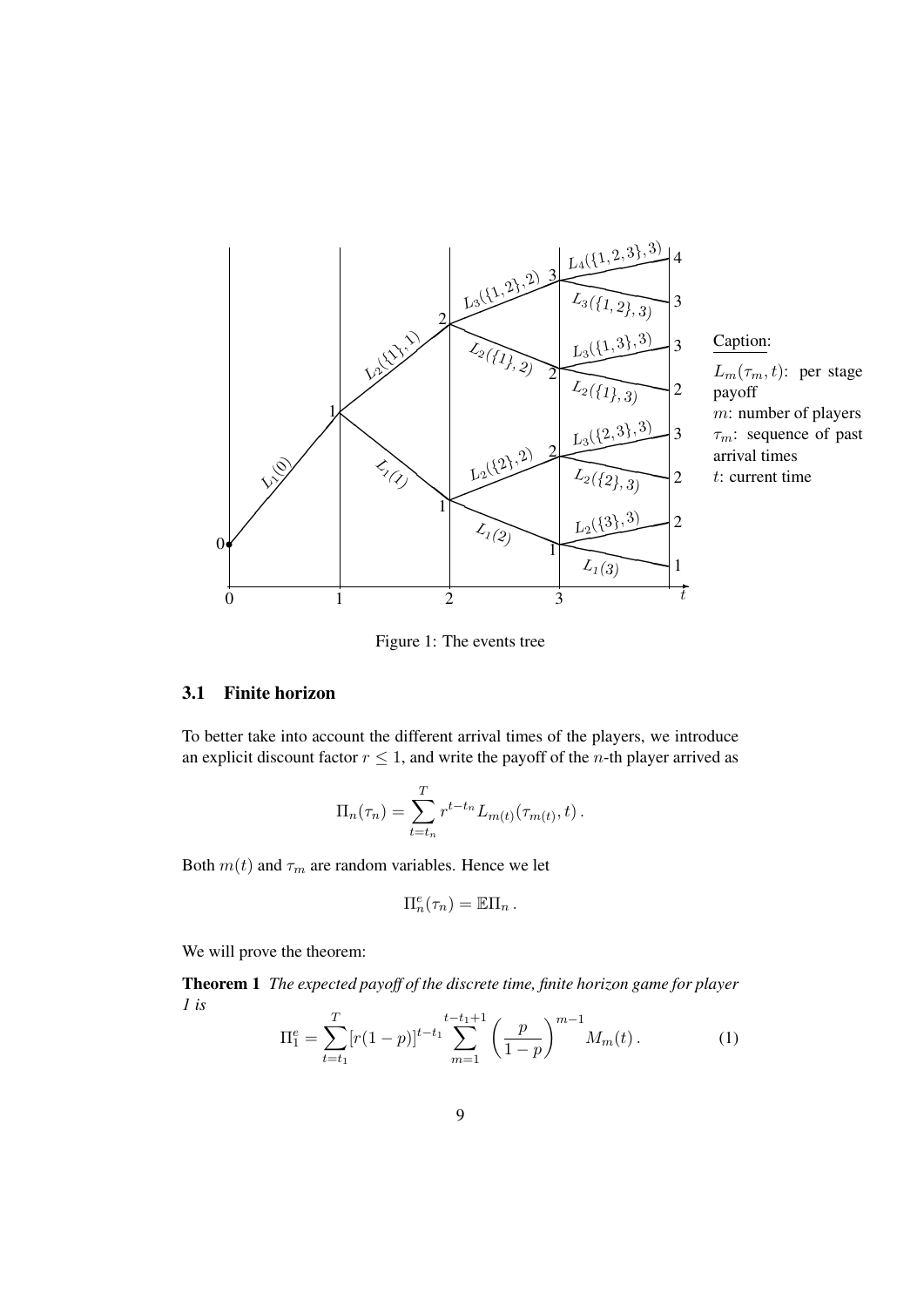Caption:

$L_m(\tau_m, t)$: per stage payoff
$m$: number of players
$\tau_m$: sequence of past arrival times
$t$: current time

Figure 1: The events tree

### 3.1 Finite horizon

To better take into account the different arrival times of the players, we introduce an explicit discount factor $r \leq 1$, and write the payoff of the $n$-th player arrived as

$$\Pi_n(\tau_n) = \sum_{t=t_n}^{T} r^{t-t_n} L_{m(t)}(\tau_{m(t)}, t)\,.$$

Both $m(t)$ and $\tau_m$ are random variables. Hence we let

$$\Pi_n^e(\tau_n) = \mathbb{E}\Pi_n\,.$$

We will prove the theorem:

**Theorem 1** *The expected payoff of the discrete time, finite horizon game for player 1 is*

$$\Pi_1^e = \sum_{t=t_1}^{T} [r(1-p)]^{t-t_1} \sum_{m=1}^{t-t_1+1} \left(\frac{p}{1-p}\right)^{m-1} M_m(t)\,. \tag{1}$$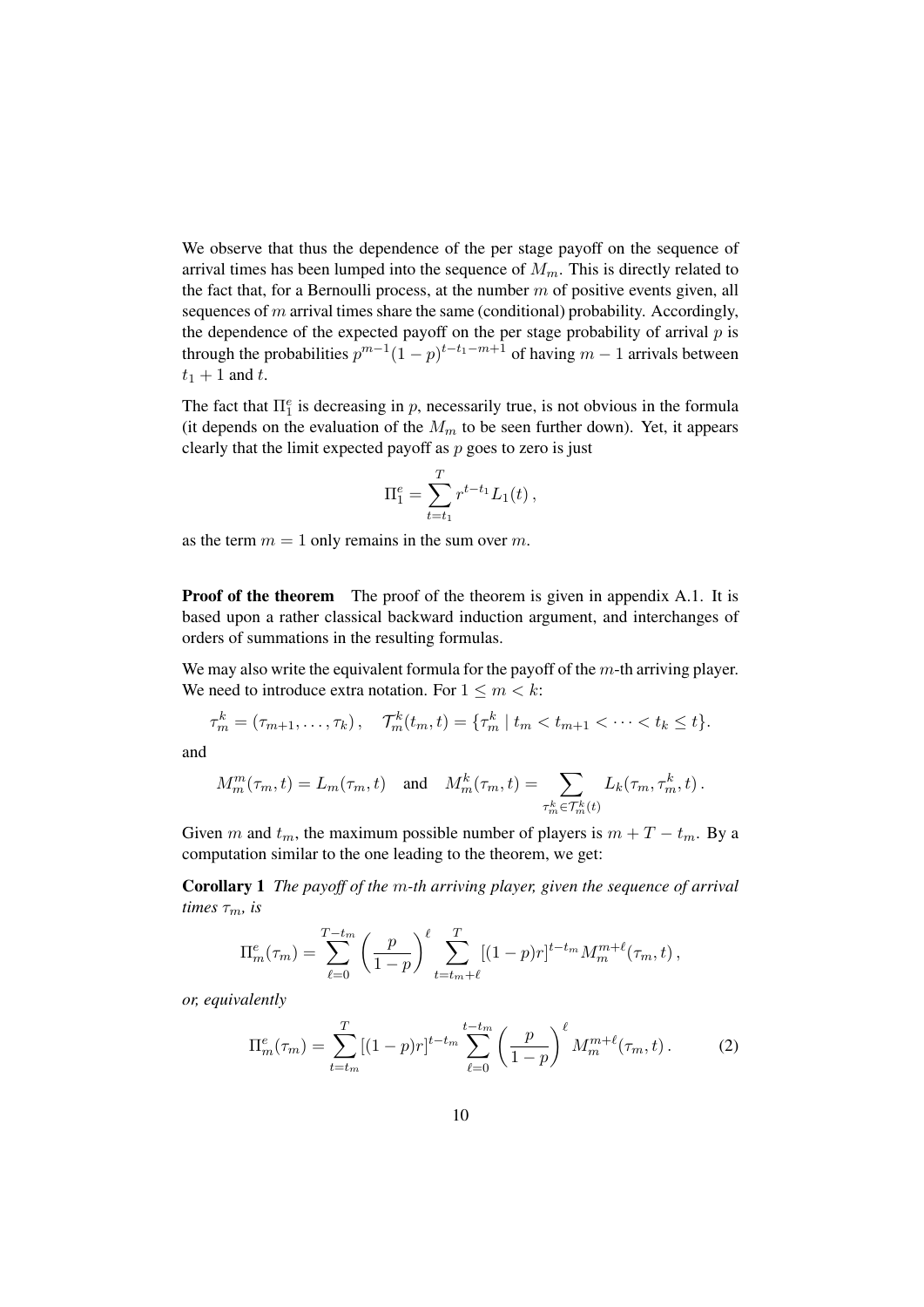We observe that thus the dependence of the per stage payoff on the sequence of arrival times has been lumped into the sequence of $M_m$. This is directly related to the fact that, for a Bernoulli process, at the number $m$ of positive events given, all sequences of $m$ arrival times share the same (conditional) probability. Accordingly, the dependence of the expected payoff on the per stage probability of arrival $p$ is through the probabilities $p^{m-1}(1-p)^{t-t_1-m+1}$ of having $m-1$ arrivals between $t_1+1$ and $t$.

The fact that $\Pi_1^e$ is decreasing in $p$, necessarily true, is not obvious in the formula (it depends on the evaluation of the $M_m$ to be seen further down). Yet, it appears clearly that the limit expected payoff as $p$ goes to zero is just

$$\Pi_1^e = \sum_{t=t_1}^{T} r^{t-t_1} L_1(t)\,,$$

as the term $m = 1$ only remains in the sum over $m$.

**Proof of the theorem** The proof of the theorem is given in appendix A.1. It is based upon a rather classical backward induction argument, and interchanges of orders of summations in the resulting formulas.

We may also write the equivalent formula for the payoff of the $m$-th arriving player. We need to introduce extra notation. For $1 \le m < k$:

$$\tau_m^k = (\tau_{m+1}, \ldots, \tau_k)\,, \quad \mathcal{T}_m^k(t_m, t) = \{\tau_m^k \mid t_m < t_{m+1} < \cdots < t_k \le t\}.$$

and

$$M_m^m(\tau_m, t) = L_m(\tau_m, t) \quad \text{and} \quad M_m^k(\tau_m, t) = \sum_{\tau_m^k \in \mathcal{T}_m^k(t)} L_k(\tau_m, \tau_m^k, t)\,.$$

Given $m$ and $t_m$, the maximum possible number of players is $m + T - t_m$. By a computation similar to the one leading to the theorem, we get:

**Corollary 1** *The payoff of the $m$-th arriving player, given the sequence of arrival times $\tau_m$, is*

$$\Pi_m^e(\tau_m) = \sum_{\ell=0}^{T-t_m} \left(\frac{p}{1-p}\right)^{\ell} \sum_{t=t_m+\ell}^{T} [(1-p)r]^{t-t_m} M_m^{m+\ell}(\tau_m, t)\,,$$

*or, equivalently*

$$\Pi_m^e(\tau_m) = \sum_{t=t_m}^{T} [(1-p)r]^{t-t_m} \sum_{\ell=0}^{t-t_m} \left(\frac{p}{1-p}\right)^{\ell} M_m^{m+\ell}(\tau_m, t)\,. \tag{2}$$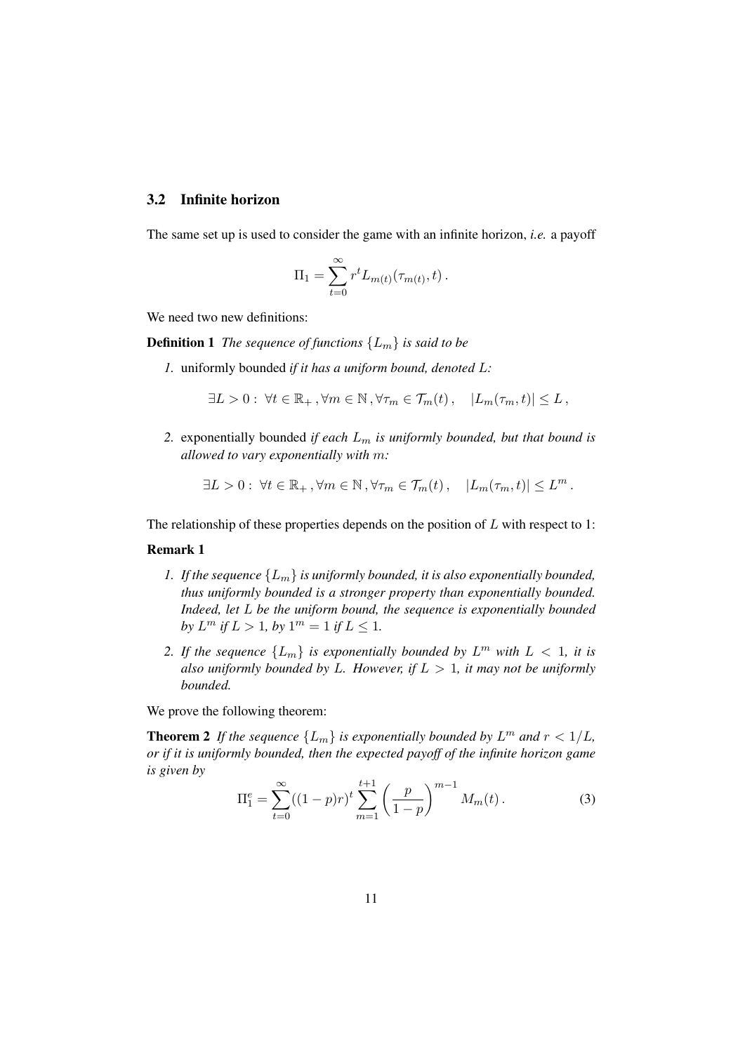### 3.2 Infinite horizon

The same set up is used to consider the game with an infinite horizon, *i.e.* a payoff

$$\Pi_1 = \sum_{t=0}^{\infty} r^t L_{m(t)}(\tau_{m(t)}, t)\,.$$

We need two new definitions:

**Definition 1** *The sequence of functions $\{L_m\}$ is said to be*

1. uniformly bounded *if it has a uniform bound, denoted $L$:*

$$\exists L > 0 :\ \forall t \in \mathbb{R}_+\,, \forall m \in \mathbb{N}\,, \forall \tau_m \in \mathcal{T}_m(t)\,, \quad |L_m(\tau_m, t)| \le L\,,$$

2. exponentially bounded *if each $L_m$ is uniformly bounded, but that bound is allowed to vary exponentially with $m$:*

$$\exists L > 0 :\ \forall t \in \mathbb{R}_+\,, \forall m \in \mathbb{N}\,, \forall \tau_m \in \mathcal{T}_m(t)\,, \quad |L_m(\tau_m, t)| \le L^m\,.$$

The relationship of these properties depends on the position of $L$ with respect to 1:

**Remark 1**

1. *If the sequence $\{L_m\}$ is uniformly bounded, it is also exponentially bounded, thus uniformly bounded is a stronger property than exponentially bounded. Indeed, let $L$ be the uniform bound, the sequence is exponentially bounded by $L^m$ if $L > 1$, by $1^m = 1$ if $L \le 1$.*
2. *If the sequence $\{L_m\}$ is exponentially bounded by $L^m$ with $L < 1$, it is also uniformly bounded by $L$. However, if $L > 1$, it may not be uniformly bounded.*

We prove the following theorem:

**Theorem 2** *If the sequence $\{L_m\}$ is exponentially bounded by $L^m$ and $r < 1/L$, or if it is uniformly bounded, then the expected payoff of the infinite horizon game is given by*

$$\Pi_1^e = \sum_{t=0}^{\infty} ((1-p)r)^t \sum_{m=1}^{t+1} \left(\frac{p}{1-p}\right)^{m-1} M_m(t)\,. \tag{3}$$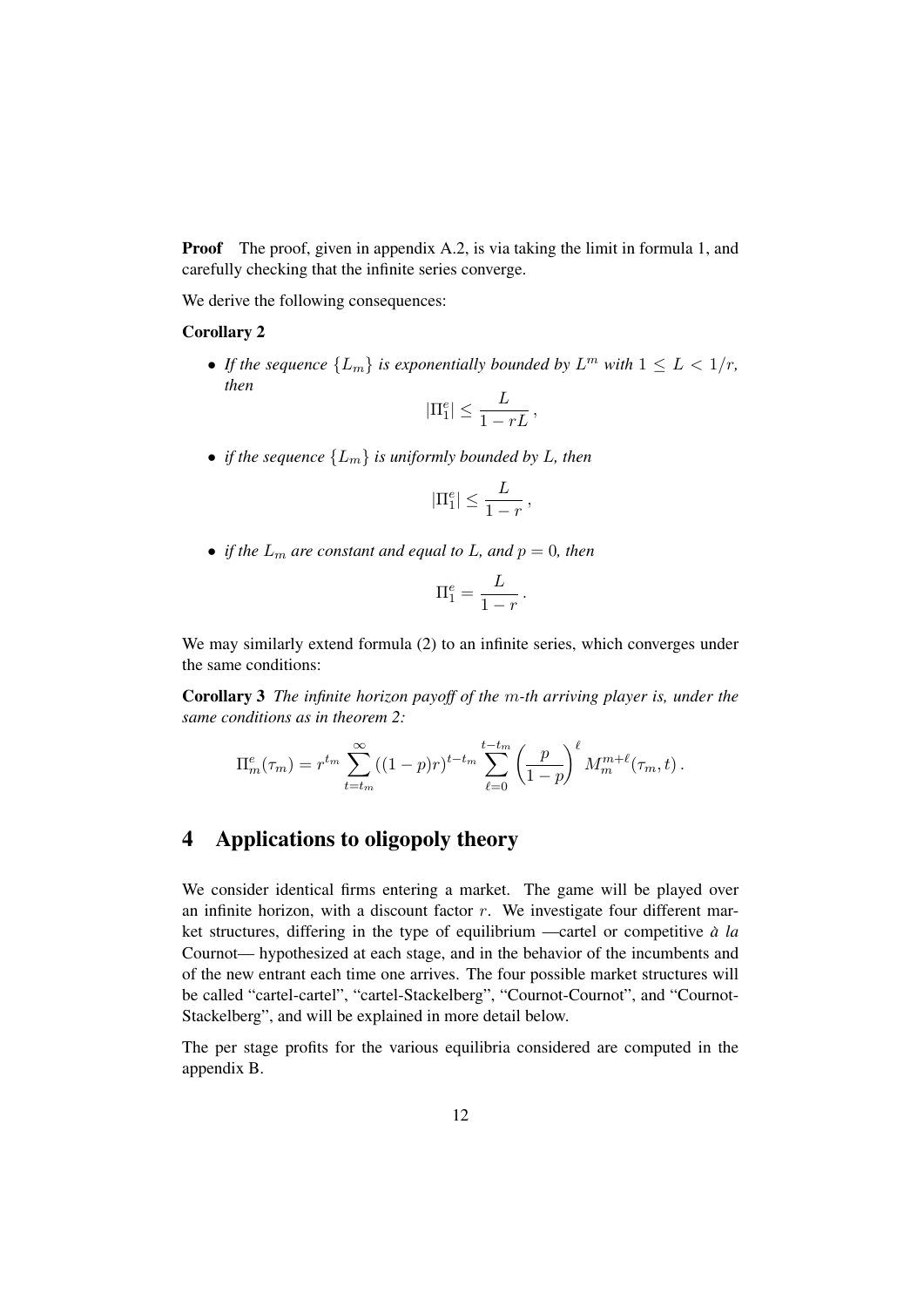**Proof** The proof, given in appendix A.2, is via taking the limit in formula 1, and carefully checking that the infinite series converge.

We derive the following consequences:

**Corollary 2**

- *If the sequence $\{L_m\}$ is exponentially bounded by $L^m$ with $1 \le L < 1/r$, then*

$$|\Pi_1^e| \le \frac{L}{1 - rL},$$

- *if the sequence $\{L_m\}$ is uniformly bounded by $L$, then*

$$|\Pi_1^e| \le \frac{L}{1 - r},$$

- *if the $L_m$ are constant and equal to $L$, and $p = 0$, then*

$$\Pi_1^e = \frac{L}{1 - r}.$$

We may similarly extend formula (2) to an infinite series, which converges under the same conditions:

**Corollary 3** *The infinite horizon payoff of the $m$-th arriving player is, under the same conditions as in theorem 2:*

$$\Pi_m^e(\tau_m) = r^{t_m} \sum_{t=t_m}^{\infty} ((1-p)r)^{t-t_m} \sum_{\ell=0}^{t-t_m} \left(\frac{p}{1-p}\right)^{\ell} M_m^{m+\ell}(\tau_m, t).$$

# 4 Applications to oligopoly theory

We consider identical firms entering a market. The game will be played over an infinite horizon, with a discount factor $r$. We investigate four different market structures, differing in the type of equilibrium —cartel or competitive *à la* Cournot— hypothesized at each stage, and in the behavior of the incumbents and of the new entrant each time one arrives. The four possible market structures will be called "cartel-cartel", "cartel-Stackelberg", "Cournot-Cournot", and "Cournot-Stackelberg", and will be explained in more detail below.

The per stage profits for the various equilibria considered are computed in the appendix B.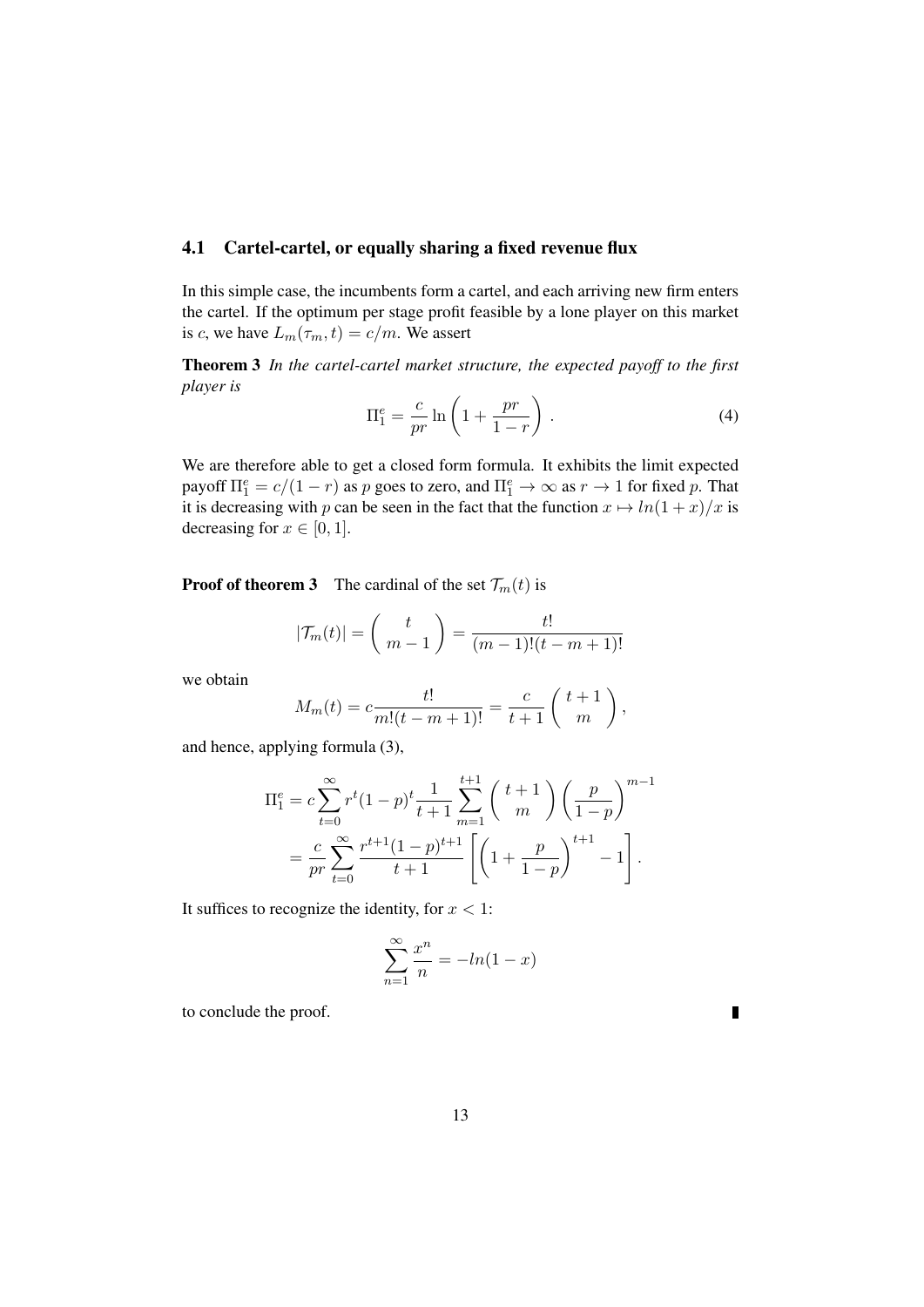### 4.1 Cartel-cartel, or equally sharing a fixed revenue flux

In this simple case, the incumbents form a cartel, and each arriving new firm enters the cartel. If the optimum per stage profit feasible by a lone player on this market is $c$, we have $L_m(\tau_m, t) = c/m$. We assert

**Theorem 3** *In the cartel-cartel market structure, the expected payoff to the first player is*

$$\Pi_1^e = \frac{c}{pr} \ln\left(1 + \frac{pr}{1-r}\right) . \tag{4}$$

We are therefore able to get a closed form formula. It exhibits the limit expected payoff $\Pi_1^e = c/(1-r)$ as $p$ goes to zero, and $\Pi_1^e \to \infty$ as $r \to 1$ for fixed $p$. That it is decreasing with $p$ can be seen in the fact that the function $x \mapsto ln(1+x)/x$ is decreasing for $x \in [0, 1]$.

**Proof of theorem 3** The cardinal of the set $\mathcal{T}_m(t)$ is

$$|\mathcal{T}_m(t)| = \binom{t}{m-1} = \frac{t!}{(m-1)!(t-m+1)!}$$

we obtain

$$M_m(t) = c\frac{t!}{m!(t-m+1)!} = \frac{c}{t+1}\binom{t+1}{m},$$

and hence, applying formula (3),

$$\begin{aligned}
\Pi_1^e &= c\sum_{t=0}^{\infty} r^t(1-p)^t \frac{1}{t+1}\sum_{m=1}^{t+1}\binom{t+1}{m}\left(\frac{p}{1-p}\right)^{m-1} \\
&= \frac{c}{pr}\sum_{t=0}^{\infty}\frac{r^{t+1}(1-p)^{t+1}}{t+1}\left[\left(1+\frac{p}{1-p}\right)^{t+1} - 1\right].
\end{aligned}$$

It suffices to recognize the identity, for $x < 1$:

$$\sum_{n=1}^{\infty}\frac{x^n}{n} = -ln(1-x)$$

to conclude the proof. ∎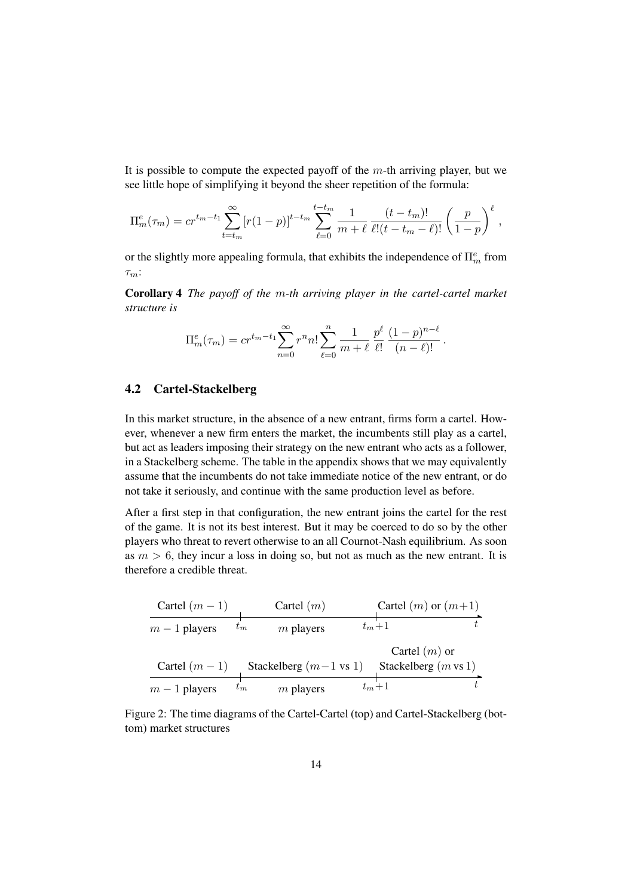It is possible to compute the expected payoff of the $m$-th arriving player, but we see little hope of simplifying it beyond the sheer repetition of the formula:

$$\Pi_m^e(\tau_m) = cr^{t_m - t_1} \sum_{t=t_m}^{\infty} [r(1-p)]^{t-t_m} \sum_{\ell=0}^{t-t_m} \frac{1}{m+\ell} \frac{(t-t_m)!}{\ell!(t-t_m-\ell)!} \left(\frac{p}{1-p}\right)^{\ell},$$

or the slightly more appealing formula, that exhibits the independence of $\Pi_m^e$ from $\tau_m$:

**Corollary 4** *The payoff of the $m$-th arriving player in the cartel-cartel market structure is*

$$\Pi_m^e(\tau_m) = cr^{t_m - t_1} \sum_{n=0}^{\infty} r^n n! \sum_{\ell=0}^{n} \frac{1}{m+\ell} \frac{p^\ell}{\ell!} \frac{(1-p)^{n-\ell}}{(n-\ell)!}.$$

## 4.2 Cartel-Stackelberg

In this market structure, in the absence of a new entrant, firms form a cartel. However, whenever a new firm enters the market, the incumbents still play as a cartel, but act as leaders imposing their strategy on the new entrant who acts as a follower, in a Stackelberg scheme. The table in the appendix shows that we may equivalently assume that the incumbents do not take immediate notice of the new entrant, or do not take it seriously, and continue with the same production level as before.

After a first step in that configuration, the new entrant joins the cartel for the rest of the game. It is not its best interest. But it may be coerced to do so by the other players who threat to revert otherwise to an all Cournot-Nash equilibrium. As soon as $m > 6$, they incur a loss in doing so, but not as much as the new entrant. It is therefore a credible threat.

| Cartel $(m-1)$ | | Cartel $(m)$ | | Cartel $(m)$ or $(m+1)$ |
|---|---|---|---|---|
| $m-1$ players | $t_m$ | $m$ players | $t_m+1$ | $t$ |

| Cartel $(m-1)$ | | Stackelberg $(m-1$ vs $1)$ | | Cartel $(m)$ or Stackelberg $(m$ vs $1)$ |
|---|---|---|---|---|
| $m-1$ players | $t_m$ | $m$ players | $t_m+1$ | $t$ |

Figure 2: The time diagrams of the Cartel-Cartel (top) and Cartel-Stackelberg (bottom) market structures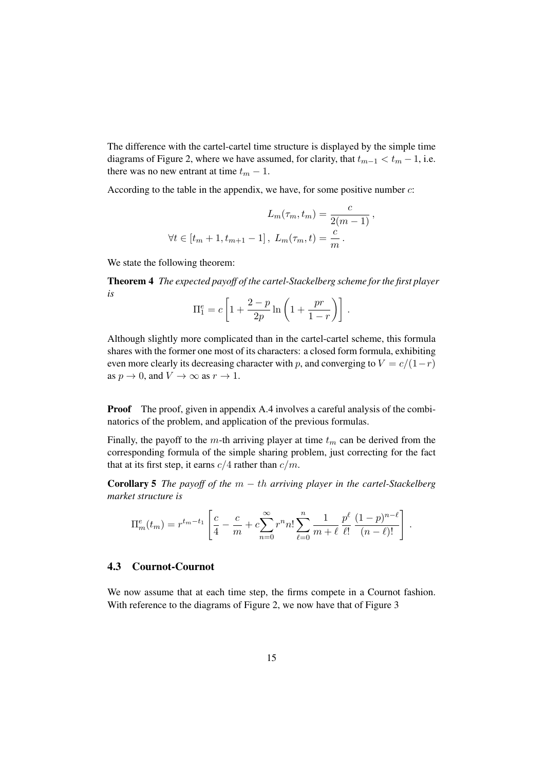The difference with the cartel-cartel time structure is displayed by the simple time diagrams of Figure 2, where we have assumed, for clarity, that $t_{m-1} < t_m - 1$, i.e. there was no new entrant at time $t_m - 1$.

According to the table in the appendix, we have, for some positive number $c$:

$$L_m(\tau_m, t_m) = \frac{c}{2(m-1)}\,,$$

$$\forall t \in [t_m + 1, t_{m+1} - 1]\,,\ L_m(\tau_m, t) = \frac{c}{m}\,.$$

We state the following theorem:

**Theorem 4** *The expected payoff of the cartel-Stackelberg scheme for the first player is*

$$\Pi_1^e = c\left[1 + \frac{2-p}{2p}\ln\left(1 + \frac{pr}{1-r}\right)\right]\,.$$

Although slightly more complicated than in the cartel-cartel scheme, this formula shares with the former one most of its characters: a closed form formula, exhibiting even more clearly its decreasing character with $p$, and converging to $V = c/(1-r)$ as $p \to 0$, and $V \to \infty$ as $r \to 1$.

**Proof** The proof, given in appendix A.4 involves a careful analysis of the combinatorics of the problem, and application of the previous formulas.

Finally, the payoff to the $m$-th arriving player at time $t_m$ can be derived from the corresponding formula of the simple sharing problem, just correcting for the fact that at its first step, it earns $c/4$ rather than $c/m$.

**Corollary 5** *The payoff of the $m-th$ arriving player in the cartel-Stackelberg market structure is*

$$\Pi_m^e(t_m) = r^{t_m - t_1}\left[\frac{c}{4} - \frac{c}{m} + c\sum_{n=0}^{\infty} r^n n! \sum_{\ell=0}^{n} \frac{1}{m+\ell}\,\frac{p^\ell}{\ell!}\,\frac{(1-p)^{n-\ell}}{(n-\ell)!}\right]\,.$$

### 4.3 Cournot-Cournot

We now assume that at each time step, the firms compete in a Cournot fashion. With reference to the diagrams of Figure 2, we now have that of Figure 3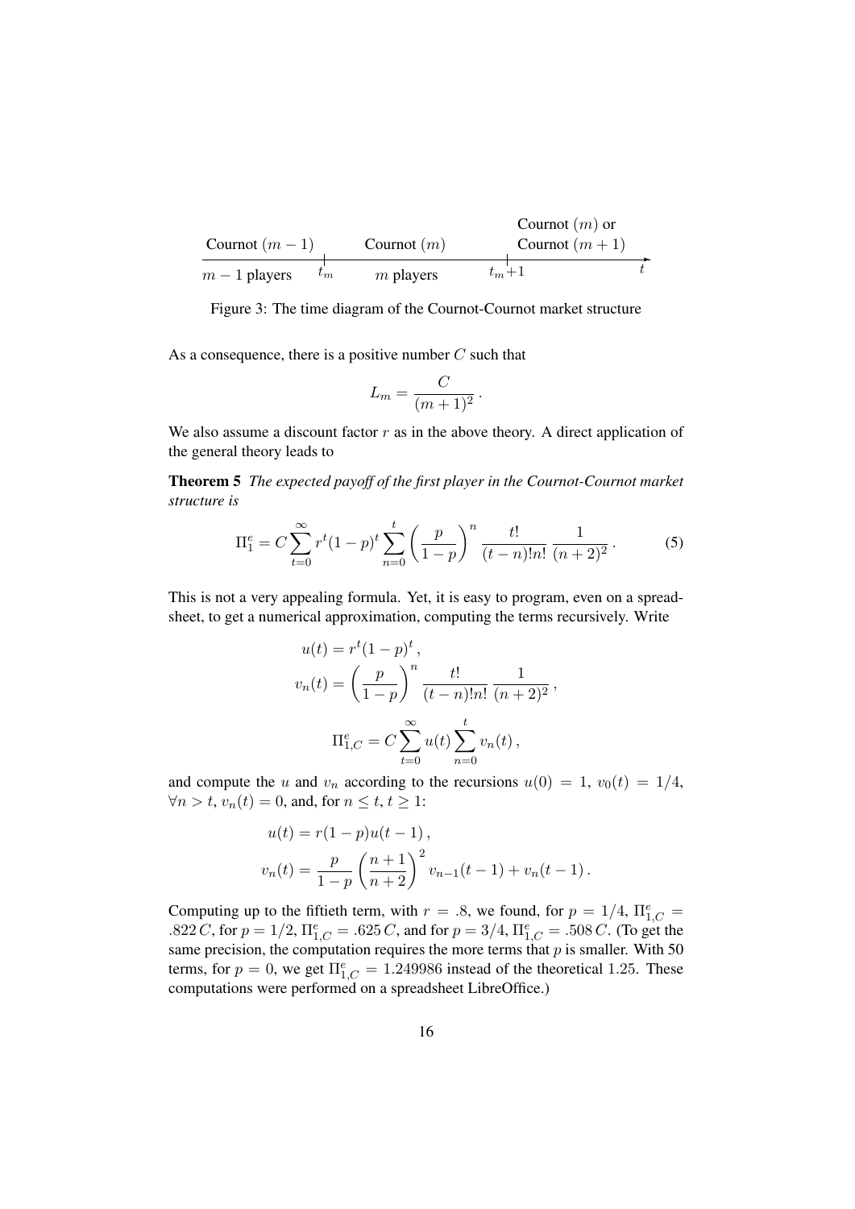Cournot $(m-1)$ — $m-1$ players — $t_m$ — Cournot $(m)$ — $m$ players — $t_m+1$ — Cournot $(m)$ or Cournot $(m+1)$ — $t$

Figure 3: The time diagram of the Cournot-Cournot market structure

As a consequence, there is a positive number $C$ such that

$$L_m = \frac{C}{(m+1)^2}\,.$$

We also assume a discount factor $r$ as in the above theory. A direct application of the general theory leads to

**Theorem 5** *The expected payoff of the first player in the Cournot-Cournot market structure is*

$$\Pi_1^e = C\sum_{t=0}^{\infty} r^t(1-p)^t \sum_{n=0}^{t}\left(\frac{p}{1-p}\right)^n \frac{t!}{(t-n)!n!}\,\frac{1}{(n+2)^2}\,. \tag{5}$$

This is not a very appealing formula. Yet, it is easy to program, even on a spreadsheet, to get a numerical approximation, computing the terms recursively. Write

$$u(t) = r^t(1-p)^t\,,$$
$$v_n(t) = \left(\frac{p}{1-p}\right)^n \frac{t!}{(t-n)!n!}\,\frac{1}{(n+2)^2}\,,$$
$$\Pi_{1,C}^e = C\sum_{t=0}^{\infty} u(t)\sum_{n=0}^{t} v_n(t)\,,$$

and compute the $u$ and $v_n$ according to the recursions $u(0) = 1$, $v_0(t) = 1/4$, $\forall n > t$, $v_n(t) = 0$, and, for $n \le t$, $t \ge 1$:

$$u(t) = r(1-p)u(t-1)\,,$$
$$v_n(t) = \frac{p}{1-p}\left(\frac{n+1}{n+2}\right)^2 v_{n-1}(t-1) + v_n(t-1)\,.$$

Computing up to the fiftieth term, with $r = .8$, we found, for $p = 1/4$, $\Pi_{1,C}^e = .822\,C$, for $p = 1/2$, $\Pi_{1,C}^e = .625\,C$, and for $p = 3/4$, $\Pi_{1,C}^e = .508\,C$. (To get the same precision, the computation requires the more terms that $p$ is smaller. With 50 terms, for $p = 0$, we get $\Pi_{1,C}^e = 1.249986$ instead of the theoretical $1.25$. These computations were performed on a spreadsheet LibreOffice.)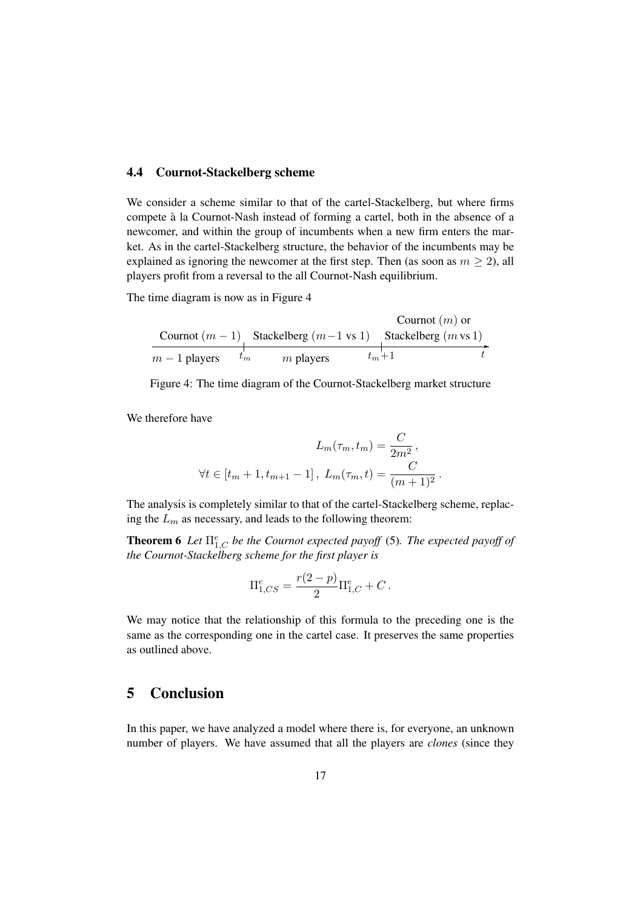### 4.4 Cournot-Stackelberg scheme

We consider a scheme similar to that of the cartel-Stackelberg, but where firms compete à la Cournot-Nash instead of forming a cartel, both in the absence of a newcomer, and within the group of incumbents when a new firm enters the market. As in the cartel-Stackelberg structure, the behavior of the incumbents may be explained as ignoring the newcomer at the first step. Then (as soon as $m \geq 2$), all players profit from a reversal to the all Cournot-Nash equilibrium.

The time diagram is now as in Figure 4

Cournot $(m-1)$ | Stackelberg $(m-1$ vs $1)$ | Cournot $(m)$ or Stackelberg $(m$ vs $1)$

$m-1$ players | $t_m$ | $m$ players | $t_m+1$ | $t$

Figure 4: The time diagram of the Cournot-Stackelberg market structure

We therefore have

$$L_m(\tau_m, t_m) = \frac{C}{2m^2}\,,$$

$$\forall t \in [t_m+1, t_{m+1}-1]\,,\ L_m(\tau_m, t) = \frac{C}{(m+1)^2}\,.$$

The analysis is completely similar to that of the cartel-Stackelberg scheme, replacing the $L_m$ as necessary, and leads to the following theorem:

**Theorem 6** *Let $\Pi^e_{1,C}$ be the Cournot expected payoff* (5). *The expected payoff of the Cournot-Stackelberg scheme for the first player is*

$$\Pi^e_{1,CS} = \frac{r(2-p)}{2}\Pi^e_{1,C} + C\,.$$

We may notice that the relationship of this formula to the preceding one is the same as the corresponding one in the cartel case. It preserves the same properties as outlined above.

## 5 Conclusion

In this paper, we have analyzed a model where there is, for everyone, an unknown number of players. We have assumed that all the players are *clones* (since they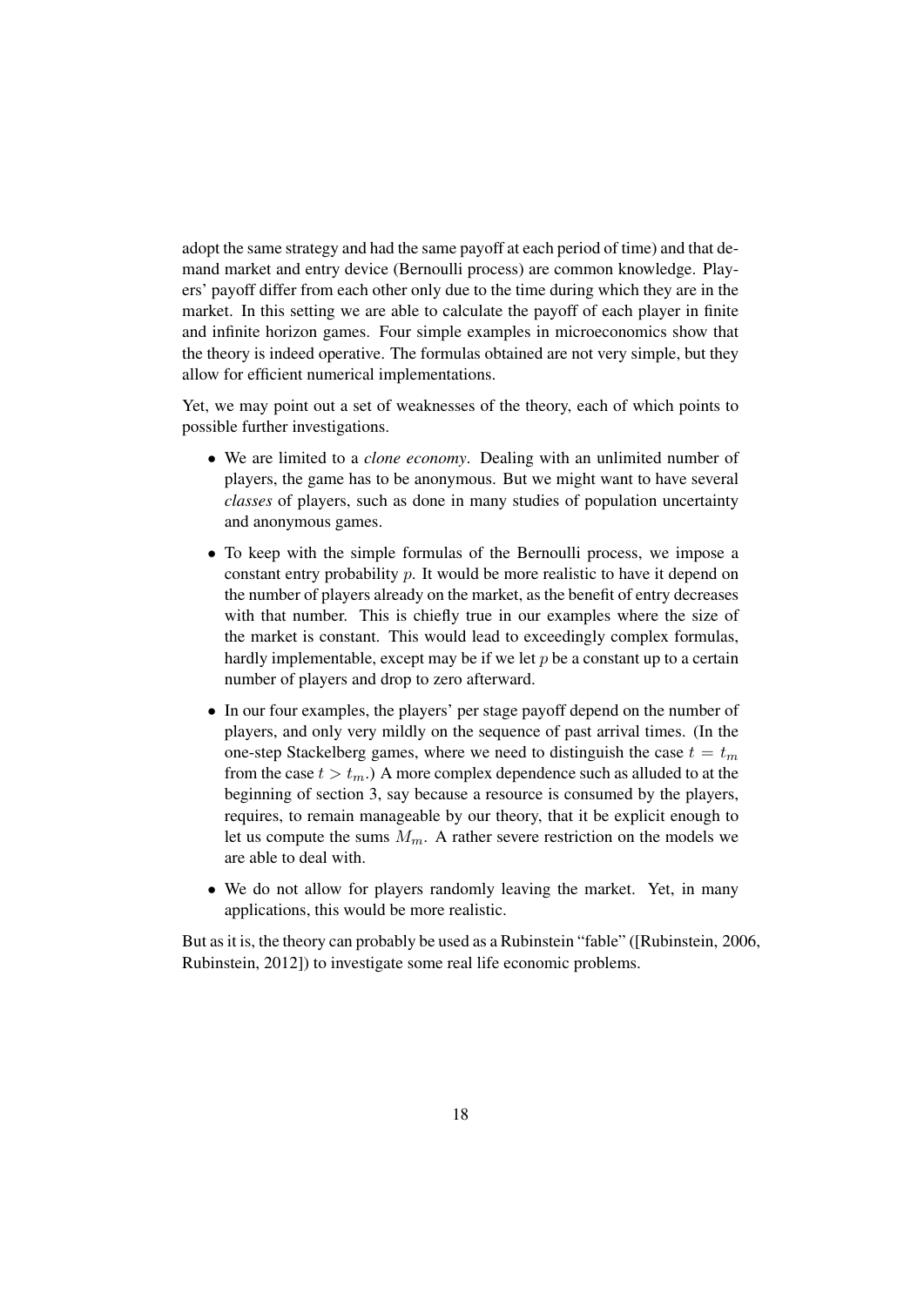adopt the same strategy and had the same payoff at each period of time) and that demand market and entry device (Bernoulli process) are common knowledge. Players' payoff differ from each other only due to the time during which they are in the market. In this setting we are able to calculate the payoff of each player in finite and infinite horizon games. Four simple examples in microeconomics show that the theory is indeed operative. The formulas obtained are not very simple, but they allow for efficient numerical implementations.

Yet, we may point out a set of weaknesses of the theory, each of which points to possible further investigations.

- We are limited to a *clone economy*. Dealing with an unlimited number of players, the game has to be anonymous. But we might want to have several *classes* of players, such as done in many studies of population uncertainty and anonymous games.
- To keep with the simple formulas of the Bernoulli process, we impose a constant entry probability $p$. It would be more realistic to have it depend on the number of players already on the market, as the benefit of entry decreases with that number. This is chiefly true in our examples where the size of the market is constant. This would lead to exceedingly complex formulas, hardly implementable, except may be if we let $p$ be a constant up to a certain number of players and drop to zero afterward.
- In our four examples, the players' per stage payoff depend on the number of players, and only very mildly on the sequence of past arrival times. (In the one-step Stackelberg games, where we need to distinguish the case $t = t_m$ from the case $t > t_m$.) A more complex dependence such as alluded to at the beginning of section 3, say because a resource is consumed by the players, requires, to remain manageable by our theory, that it be explicit enough to let us compute the sums $M_m$. A rather severe restriction on the models we are able to deal with.
- We do not allow for players randomly leaving the market. Yet, in many applications, this would be more realistic.

But as it is, the theory can probably be used as a Rubinstein "fable" ([Rubinstein, 2006, Rubinstein, 2012]) to investigate some real life economic problems.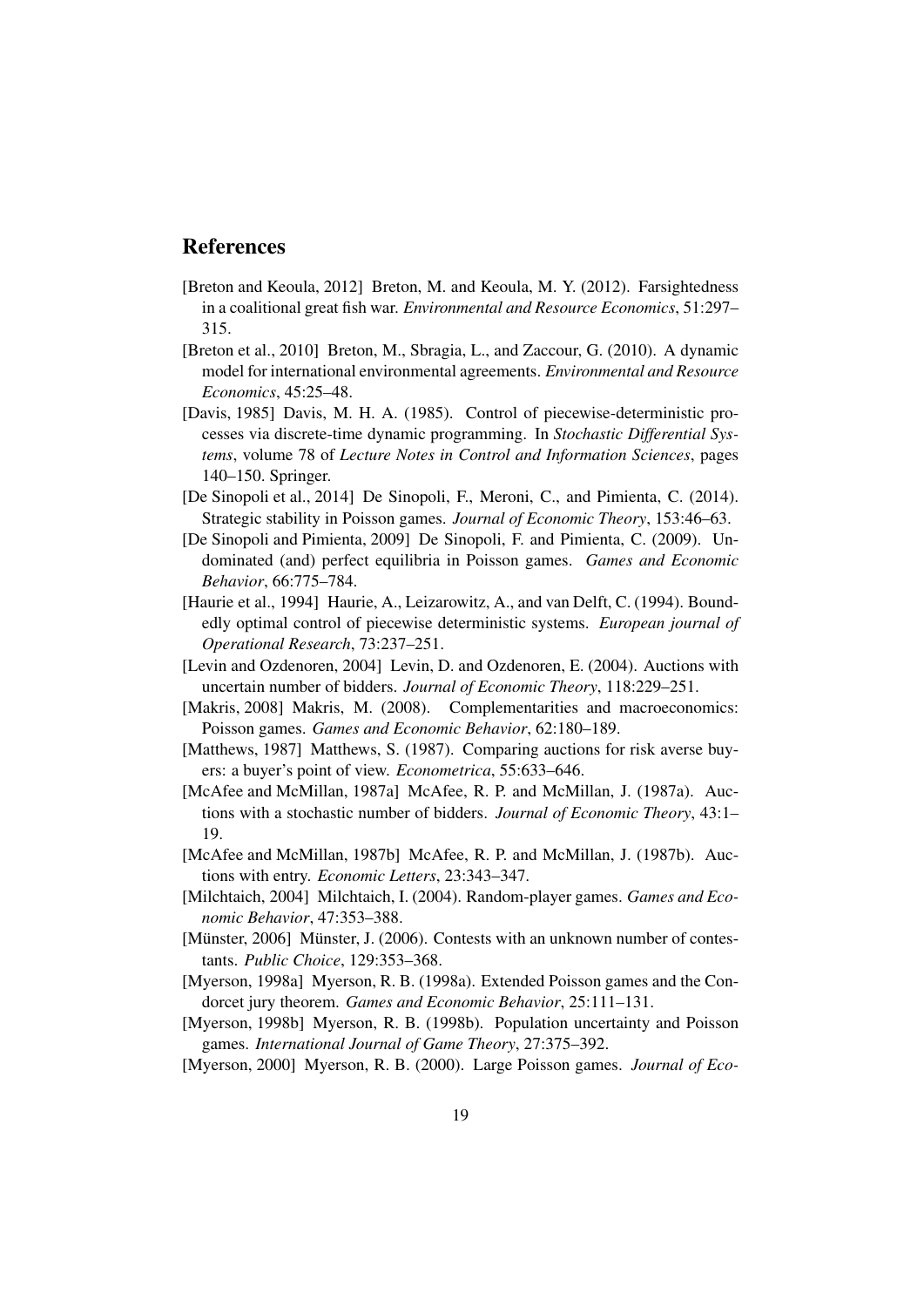## References

[Breton and Keoula, 2012] Breton, M. and Keoula, M. Y. (2012). Farsightedness in a coalitional great fish war. *Environmental and Resource Economics*, 51:297–315.

[Breton et al., 2010] Breton, M., Sbragia, L., and Zaccour, G. (2010). A dynamic model for international environmental agreements. *Environmental and Resource Economics*, 45:25–48.

[Davis, 1985] Davis, M. H. A. (1985). Control of piecewise-deterministic processes via discrete-time dynamic programming. In *Stochastic Differential Systems*, volume 78 of *Lecture Notes in Control and Information Sciences*, pages 140–150. Springer.

[De Sinopoli et al., 2014] De Sinopoli, F., Meroni, C., and Pimienta, C. (2014). Strategic stability in Poisson games. *Journal of Economic Theory*, 153:46–63.

[De Sinopoli and Pimienta, 2009] De Sinopoli, F. and Pimienta, C. (2009). Undominated (and) perfect equilibria in Poisson games. *Games and Economic Behavior*, 66:775–784.

[Haurie et al., 1994] Haurie, A., Leizarowitz, A., and van Delft, C. (1994). Boundedly optimal control of piecewise deterministic systems. *European journal of Operational Research*, 73:237–251.

[Levin and Ozdenoren, 2004] Levin, D. and Ozdenoren, E. (2004). Auctions with uncertain number of bidders. *Journal of Economic Theory*, 118:229–251.

[Makris, 2008] Makris, M. (2008). Complementarities and macroeconomics: Poisson games. *Games and Economic Behavior*, 62:180–189.

[Matthews, 1987] Matthews, S. (1987). Comparing auctions for risk averse buyers: a buyer's point of view. *Econometrica*, 55:633–646.

[McAfee and McMillan, 1987a] McAfee, R. P. and McMillan, J. (1987a). Auctions with a stochastic number of bidders. *Journal of Economic Theory*, 43:1–19.

[McAfee and McMillan, 1987b] McAfee, R. P. and McMillan, J. (1987b). Auctions with entry. *Economic Letters*, 23:343–347.

[Milchtaich, 2004] Milchtaich, I. (2004). Random-player games. *Games and Economic Behavior*, 47:353–388.

[Münster, 2006] Münster, J. (2006). Contests with an unknown number of contestants. *Public Choice*, 129:353–368.

[Myerson, 1998a] Myerson, R. B. (1998a). Extended Poisson games and the Condorcet jury theorem. *Games and Economic Behavior*, 25:111–131.

[Myerson, 1998b] Myerson, R. B. (1998b). Population uncertainty and Poisson games. *International Journal of Game Theory*, 27:375–392.

[Myerson, 2000] Myerson, R. B. (2000). Large Poisson games. *Journal of Eco-*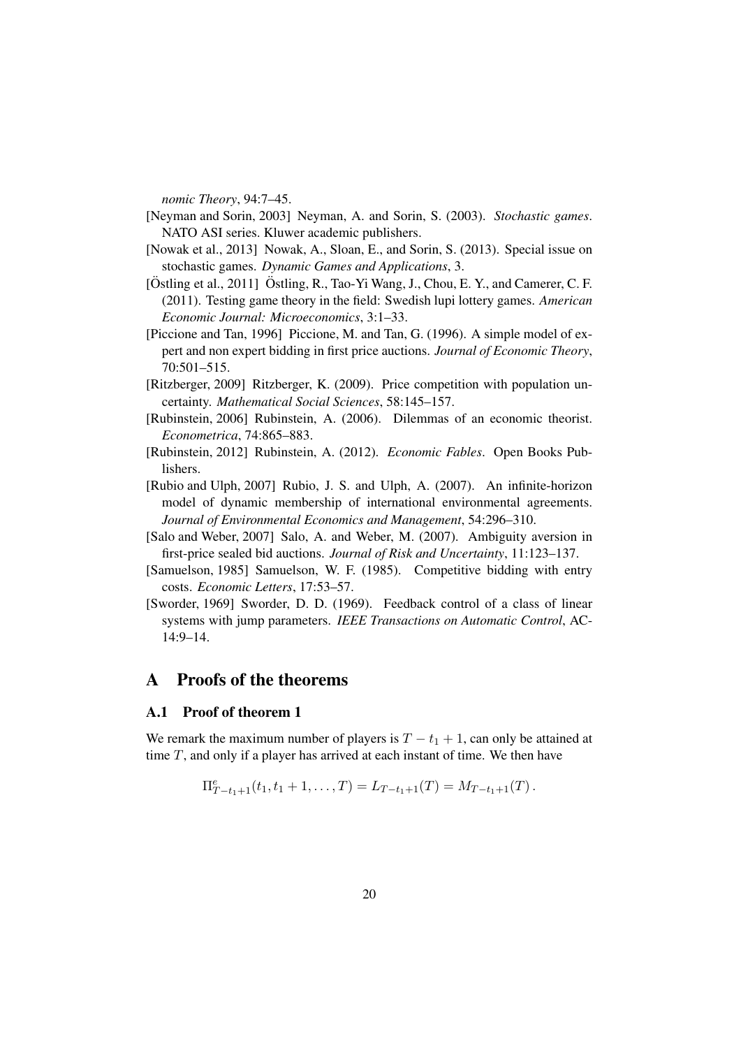*nomic Theory*, 94:7–45.

[Neyman and Sorin, 2003] Neyman, A. and Sorin, S. (2003). *Stochastic games*. NATO ASI series. Kluwer academic publishers.

[Nowak et al., 2013] Nowak, A., Sloan, E., and Sorin, S. (2013). Special issue on stochastic games. *Dynamic Games and Applications*, 3.

[Östling et al., 2011] Östling, R., Tao-Yi Wang, J., Chou, E. Y., and Camerer, C. F. (2011). Testing game theory in the field: Swedish lupi lottery games. *American Economic Journal: Microeconomics*, 3:1–33.

[Piccione and Tan, 1996] Piccione, M. and Tan, G. (1996). A simple model of expert and non expert bidding in first price auctions. *Journal of Economic Theory*, 70:501–515.

[Ritzberger, 2009] Ritzberger, K. (2009). Price competition with population uncertainty. *Mathematical Social Sciences*, 58:145–157.

[Rubinstein, 2006] Rubinstein, A. (2006). Dilemmas of an economic theorist. *Econometrica*, 74:865–883.

[Rubinstein, 2012] Rubinstein, A. (2012). *Economic Fables*. Open Books Publishers.

[Rubio and Ulph, 2007] Rubio, J. S. and Ulph, A. (2007). An infinite-horizon model of dynamic membership of international environmental agreements. *Journal of Environmental Economics and Management*, 54:296–310.

[Salo and Weber, 2007] Salo, A. and Weber, M. (2007). Ambiguity aversion in first-price sealed bid auctions. *Journal of Risk and Uncertainty*, 11:123–137.

[Samuelson, 1985] Samuelson, W. F. (1985). Competitive bidding with entry costs. *Economic Letters*, 17:53–57.

[Sworder, 1969] Sworder, D. D. (1969). Feedback control of a class of linear systems with jump parameters. *IEEE Transactions on Automatic Control*, AC-14:9–14.

# A Proofs of the theorems

## A.1 Proof of theorem 1

We remark the maximum number of players is $T - t_1 + 1$, can only be attained at time $T$, and only if a player has arrived at each instant of time. We then have

$$\Pi^e_{T-t_1+1}(t_1, t_1+1, \ldots, T) = L_{T-t_1+1}(T) = M_{T-t_1+1}(T)\,.$$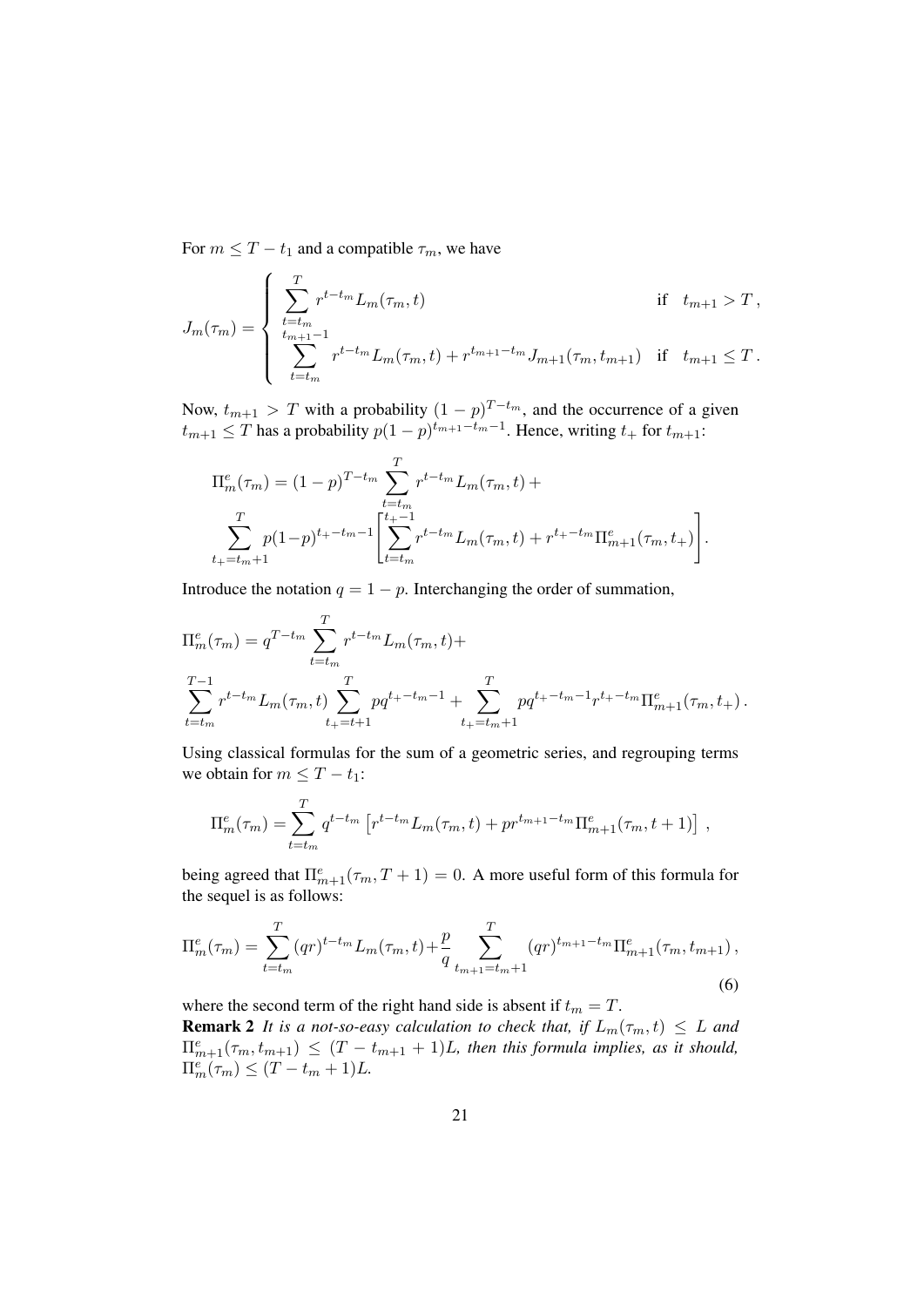For $m \leq T - t_1$ and a compatible $\tau_m$, we have

$$J_m(\tau_m) = \begin{cases} \displaystyle\sum_{t=t_m}^{T} r^{t-t_m} L_m(\tau_m, t) & \text{if} \quad t_{m+1} > T\,, \\ \displaystyle\sum_{t=t_m}^{t_{m+1}-1} r^{t-t_m} L_m(\tau_m, t) + r^{t_{m+1}-t_m} J_{m+1}(\tau_m, t_{m+1}) & \text{if} \quad t_{m+1} \leq T\,. \end{cases}$$

Now, $t_{m+1} > T$ with a probability $(1-p)^{T-t_m}$, and the occurrence of a given $t_{m+1} \leq T$ has a probability $p(1-p)^{t_{m+1}-t_m-1}$. Hence, writing $t_+$ for $t_{m+1}$:

$$\Pi_m^e(\tau_m) = (1-p)^{T-t_m} \sum_{t=t_m}^{T} r^{t-t_m} L_m(\tau_m, t) +$$
$$\sum_{t_+=t_m+1}^{T} p(1-p)^{t_+-t_m-1} \left[ \sum_{t=t_m}^{t_+-1} r^{t-t_m} L_m(\tau_m, t) + r^{t_+-t_m} \Pi_{m+1}^e(\tau_m, t_+) \right].$$

Introduce the notation $q = 1 - p$. Interchanging the order of summation,

$$\Pi_m^e(\tau_m) = q^{T-t_m} \sum_{t=t_m}^{T} r^{t-t_m} L_m(\tau_m, t) +$$
$$\sum_{t=t_m}^{T-1} r^{t-t_m} L_m(\tau_m, t) \sum_{t_+=t+1}^{T} pq^{t_+-t_m-1} + \sum_{t_+=t_m+1}^{T} pq^{t_+-t_m-1} r^{t_+-t_m} \Pi_{m+1}^e(\tau_m, t_+)\,.$$

Using classical formulas for the sum of a geometric series, and regrouping terms we obtain for $m \leq T - t_1$:

$$\Pi_m^e(\tau_m) = \sum_{t=t_m}^{T} q^{t-t_m} \left[ r^{t-t_m} L_m(\tau_m, t) + pr^{t_{m+1}-t_m} \Pi_{m+1}^e(\tau_m, t+1) \right]\,,$$

being agreed that $\Pi_{m+1}^e(\tau_m, T+1) = 0$. A more useful form of this formula for the sequel is as follows:

$$\Pi_m^e(\tau_m) = \sum_{t=t_m}^{T} (qr)^{t-t_m} L_m(\tau_m, t) + \frac{p}{q} \sum_{t_{m+1}=t_m+1}^{T} (qr)^{t_{m+1}-t_m} \Pi_{m+1}^e(\tau_m, t_{m+1})\,, \tag{6}$$

where the second term of the right hand side is absent if $t_m = T$.

**Remark 2** *It is a not-so-easy calculation to check that, if $L_m(\tau_m, t) \leq L$ and $\Pi_{m+1}^e(\tau_m, t_{m+1}) \leq (T - t_{m+1} + 1)L$, then this formula implies, as it should, $\Pi_m^e(\tau_m) \leq (T - t_m + 1)L$.*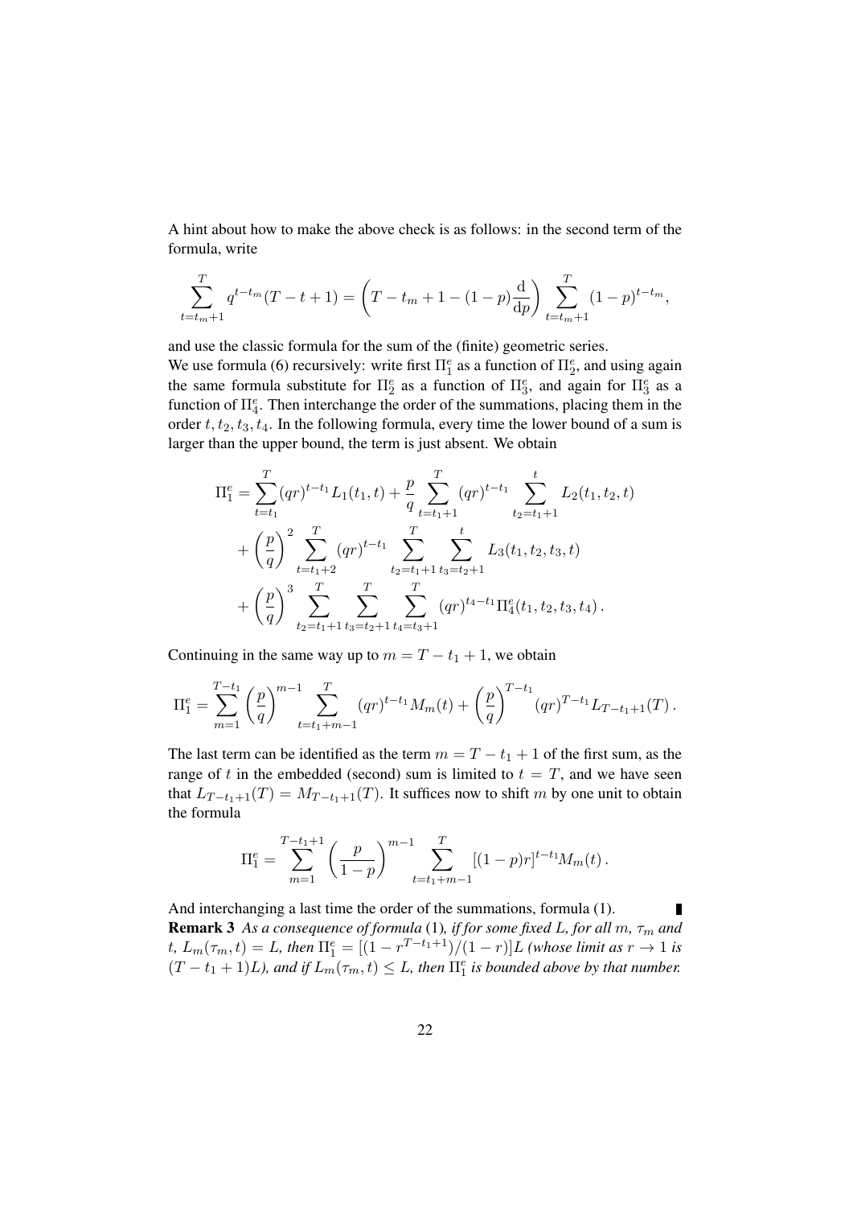A hint about how to make the above check is as follows: in the second term of the formula, write

$$\sum_{t=t_m+1}^{T} q^{t-t_m}(T-t+1) = \left(T - t_m + 1 - (1-p)\frac{\mathrm{d}}{\mathrm{d}p}\right) \sum_{t=t_m+1}^{T} (1-p)^{t-t_m},$$

and use the classic formula for the sum of the (finite) geometric series.

We use formula (6) recursively: write first $\Pi_1^e$ as a function of $\Pi_2^e$, and using again the same formula substitute for $\Pi_2^e$ as a function of $\Pi_3^e$, and again for $\Pi_3^e$ as a function of $\Pi_4^e$. Then interchange the order of the summations, placing them in the order $t, t_2, t_3, t_4$. In the following formula, every time the lower bound of a sum is larger than the upper bound, the term is just absent. We obtain

$$\begin{aligned}
\Pi_1^e &= \sum_{t=t_1}^{T} (qr)^{t-t_1} L_1(t_1, t) + \frac{p}{q} \sum_{t=t_1+1}^{T} (qr)^{t-t_1} \sum_{t_2=t_1+1}^{t} L_2(t_1, t_2, t) \\
&+ \left(\frac{p}{q}\right)^2 \sum_{t=t_1+2}^{T} (qr)^{t-t_1} \sum_{t_2=t_1+1}^{T} \sum_{t_3=t_2+1}^{t} L_3(t_1, t_2, t_3, t) \\
&+ \left(\frac{p}{q}\right)^3 \sum_{t_2=t_1+1}^{T} \sum_{t_3=t_2+1}^{T} \sum_{t_4=t_3+1}^{T} (qr)^{t_4-t_1} \Pi_4^e(t_1, t_2, t_3, t_4) .
\end{aligned}$$

Continuing in the same way up to $m = T - t_1 + 1$, we obtain

$$\Pi_1^e = \sum_{m=1}^{T-t_1} \left(\frac{p}{q}\right)^{m-1} \sum_{t=t_1+m-1}^{T} (qr)^{t-t_1} M_m(t) + \left(\frac{p}{q}\right)^{T-t_1} (qr)^{T-t_1} L_{T-t_1+1}(T) .$$

The last term can be identified as the term $m = T - t_1 + 1$ of the first sum, as the range of $t$ in the embedded (second) sum is limited to $t = T$, and we have seen that $L_{T-t_1+1}(T) = M_{T-t_1+1}(T)$. It suffices now to shift $m$ by one unit to obtain the formula

$$\Pi_1^e = \sum_{m=1}^{T-t_1+1} \left(\frac{p}{1-p}\right)^{m-1} \sum_{t=t_1+m-1}^{T} [(1-p)r]^{t-t_1} M_m(t) .$$

And interchanging a last time the order of the summations, formula (1). ∎

**Remark 3** *As a consequence of formula* (1)*, if for some fixed $L$, for all $m$, $\tau_m$ and $t$, $L_m(\tau_m, t) = L$, then $\Pi_1^e = [(1 - r^{T-t_1+1})/(1 - r)]L$ (whose limit as $r \to 1$ is $(T - t_1 + 1)L$), and if $L_m(\tau_m, t) \leq L$, then $\Pi_1^e$ is bounded above by that number.*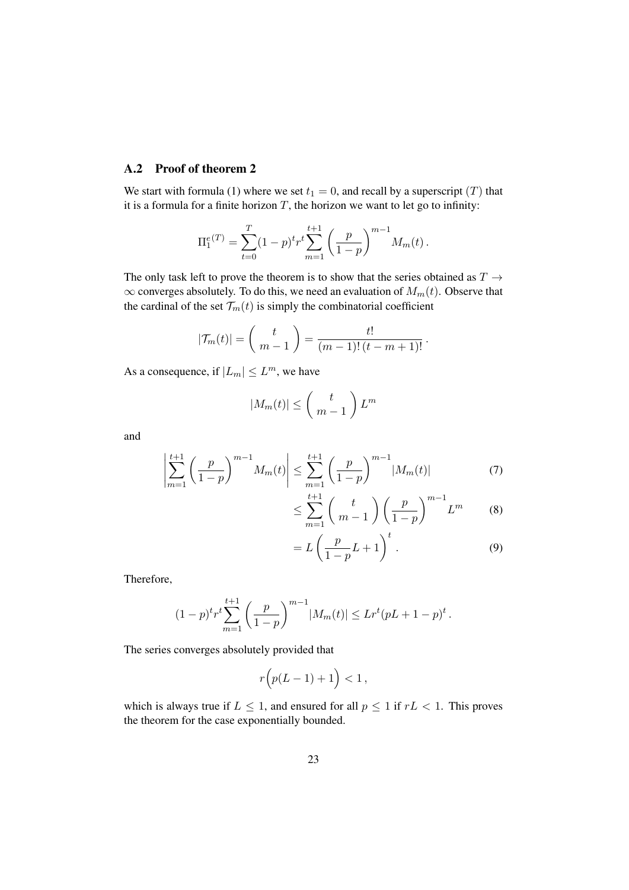### A.2 Proof of theorem 2

We start with formula (1) where we set $t_1 = 0$, and recall by a superscript $(T)$ that it is a formula for a finite horizon $T$, the horizon we want to let go to infinity:

$$\Pi_1^{e\,(T)} = \sum_{t=0}^{T} (1-p)^t r^t \sum_{m=1}^{t+1} \left( \frac{p}{1-p} \right)^{m-1} M_m(t)\,.$$

The only task left to prove the theorem is to show that the series obtained as $T \to \infty$ converges absolutely. To do this, we need an evaluation of $M_m(t)$. Observe that the cardinal of the set $\mathcal{T}_m(t)$ is simply the combinatorial coefficient

$$|\mathcal{T}_m(t)| = \binom{t}{m-1} = \frac{t!}{(m-1)!\,(t-m+1)!}\,.$$

As a consequence, if $|L_m| \leq L^m$, we have

$$|M_m(t)| \leq \binom{t}{m-1} L^m$$

and

$$\left| \sum_{m=1}^{t+1} \left( \frac{p}{1-p} \right)^{m-1} M_m(t) \right| \leq \sum_{m=1}^{t+1} \left( \frac{p}{1-p} \right)^{m-1} |M_m(t)| \tag{7}$$

$$\leq \sum_{m=1}^{t+1} \binom{t}{m-1} \left( \frac{p}{1-p} \right)^{m-1} L^m \tag{8}$$

$$= L \left( \frac{p}{1-p} L + 1 \right)^t . \tag{9}$$

Therefore,

$$(1-p)^t r^t \sum_{m=1}^{t+1} \left( \frac{p}{1-p} \right)^{m-1} |M_m(t)| \leq L r^t (pL + 1 - p)^t\,.$$

The series converges absolutely provided that

$$r\Big(p(L-1) + 1\Big) < 1\,,$$

which is always true if $L \leq 1$, and ensured for all $p \leq 1$ if $rL < 1$. This proves the theorem for the case exponentially bounded.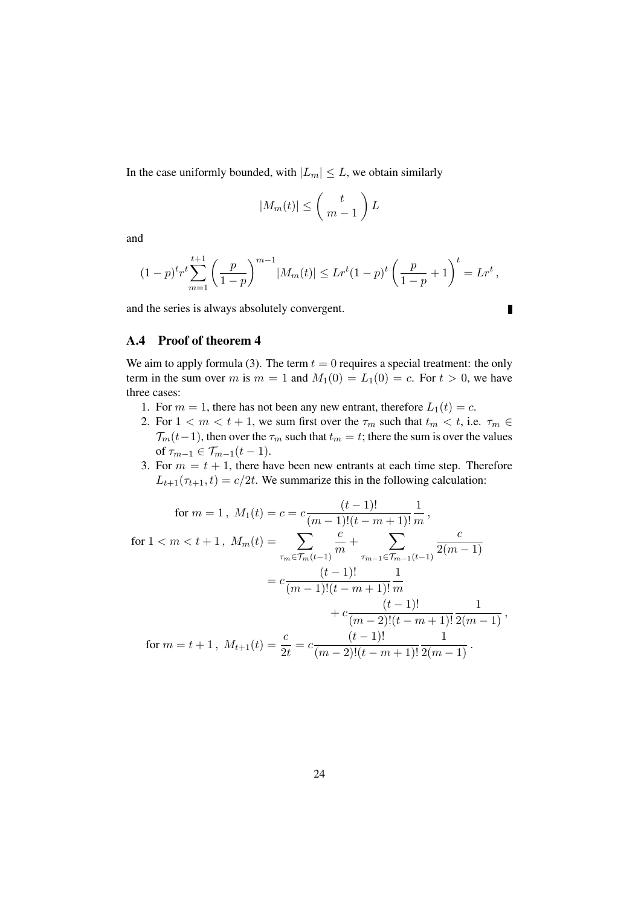In the case uniformly bounded, with $|L_m| \leq L$, we obtain similarly

$$|M_m(t)| \leq \begin{pmatrix} t \\ m-1 \end{pmatrix} L$$

and

$$(1-p)^t r^t \sum_{m=1}^{t+1} \left(\frac{p}{1-p}\right)^{m-1} |M_m(t)| \leq L r^t (1-p)^t \left(\frac{p}{1-p} + 1\right)^t = L r^t \,,$$

and the series is always absolutely convergent. ∎

## A.4 Proof of theorem 4

We aim to apply formula (3). The term $t = 0$ requires a special treatment: the only term in the sum over $m$ is $m = 1$ and $M_1(0) = L_1(0) = c$. For $t > 0$, we have three cases:

1. For $m = 1$, there has not been any new entrant, therefore $L_1(t) = c$.
2. For $1 < m < t+1$, we sum first over the $\tau_m$ such that $t_m < t$, i.e. $\tau_m \in \mathcal{T}_m(t-1)$, then over the $\tau_m$ such that $t_m = t$; there the sum is over the values of $\tau_{m-1} \in \mathcal{T}_{m-1}(t-1)$.
3. For $m = t+1$, there have been new entrants at each time step. Therefore $L_{t+1}(\tau_{t+1}, t) = c/2t$. We summarize this in the following calculation:

$$\begin{aligned}
\text{for } m = 1\,,\ M_1(t) &= c = c\frac{(t-1)!}{(m-1)!(t-m+1)!}\frac{1}{m}\,, \\
\text{for } 1 < m < t+1\,,\ M_m(t) &= \sum_{\tau_m \in \mathcal{T}_m(t-1)} \frac{c}{m} + \sum_{\tau_{m-1} \in \mathcal{T}_{m-1}(t-1)} \frac{c}{2(m-1)} \\
&= c\frac{(t-1)!}{(m-1)!(t-m+1)!}\frac{1}{m} \\
&\qquad + c\frac{(t-1)!}{(m-2)!(t-m+1)!}\frac{1}{2(m-1)}\,, \\
\text{for } m = t+1\,,\ M_{t+1}(t) &= \frac{c}{2t} = c\frac{(t-1)!}{(m-2)!(t-m+1)!}\frac{1}{2(m-1)}\,.
\end{aligned}$$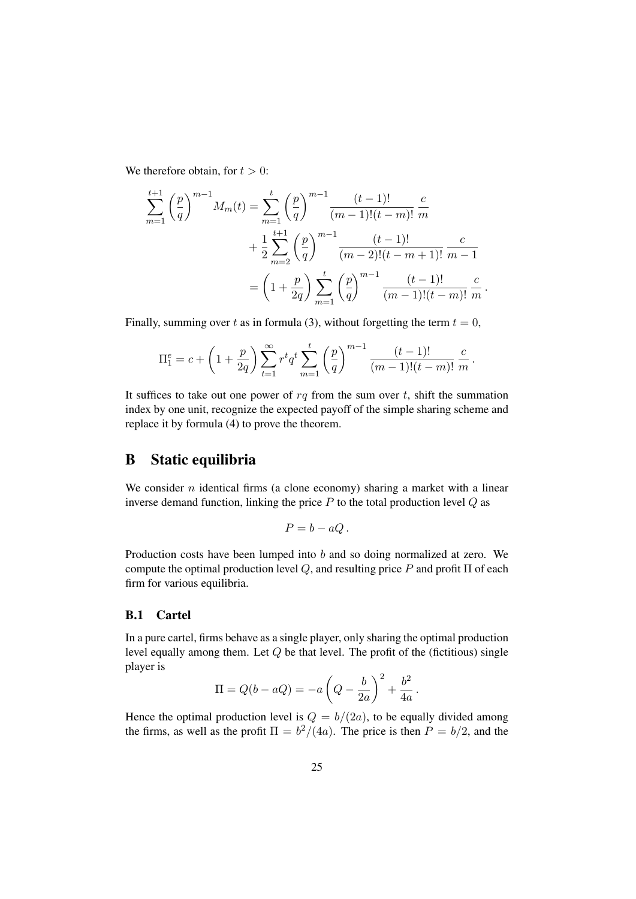We therefore obtain, for $t > 0$:

$$
\begin{aligned}
\sum_{m=1}^{t+1} \left(\frac{p}{q}\right)^{m-1} M_m(t) &= \sum_{m=1}^{t} \left(\frac{p}{q}\right)^{m-1} \frac{(t-1)!}{(m-1)!(t-m)!} \frac{c}{m} \\
&\quad + \frac{1}{2} \sum_{m=2}^{t+1} \left(\frac{p}{q}\right)^{m-1} \frac{(t-1)!}{(m-2)!(t-m+1)!} \frac{c}{m-1} \\
&= \left(1 + \frac{p}{2q}\right) \sum_{m=1}^{t} \left(\frac{p}{q}\right)^{m-1} \frac{(t-1)!}{(m-1)!(t-m)!} \frac{c}{m} \,.
\end{aligned}
$$

Finally, summing over $t$ as in formula (3), without forgetting the term $t = 0$,

$$
\Pi_1^e = c + \left(1 + \frac{p}{2q}\right) \sum_{t=1}^{\infty} r^t q^t \sum_{m=1}^{t} \left(\frac{p}{q}\right)^{m-1} \frac{(t-1)!}{(m-1)!(t-m)!} \frac{c}{m} \,.
$$

It suffices to take out one power of $rq$ from the sum over $t$, shift the summation index by one unit, recognize the expected payoff of the simple sharing scheme and replace it by formula (4) to prove the theorem.

# B Static equilibria

We consider $n$ identical firms (a clone economy) sharing a market with a linear inverse demand function, linking the price $P$ to the total production level $Q$ as

$$
P = b - aQ \,.
$$

Production costs have been lumped into $b$ and so doing normalized at zero. We compute the optimal production level $Q$, and resulting price $P$ and profit $\Pi$ of each firm for various equilibria.

## B.1 Cartel

In a pure cartel, firms behave as a single player, only sharing the optimal production level equally among them. Let $Q$ be that level. The profit of the (fictitious) single player is

$$
\Pi = Q(b - aQ) = -a\left(Q - \frac{b}{2a}\right)^2 + \frac{b^2}{4a} \,.
$$

Hence the optimal production level is $Q = b/(2a)$, to be equally divided among the firms, as well as the profit $\Pi = b^2/(4a)$. The price is then $P = b/2$, and the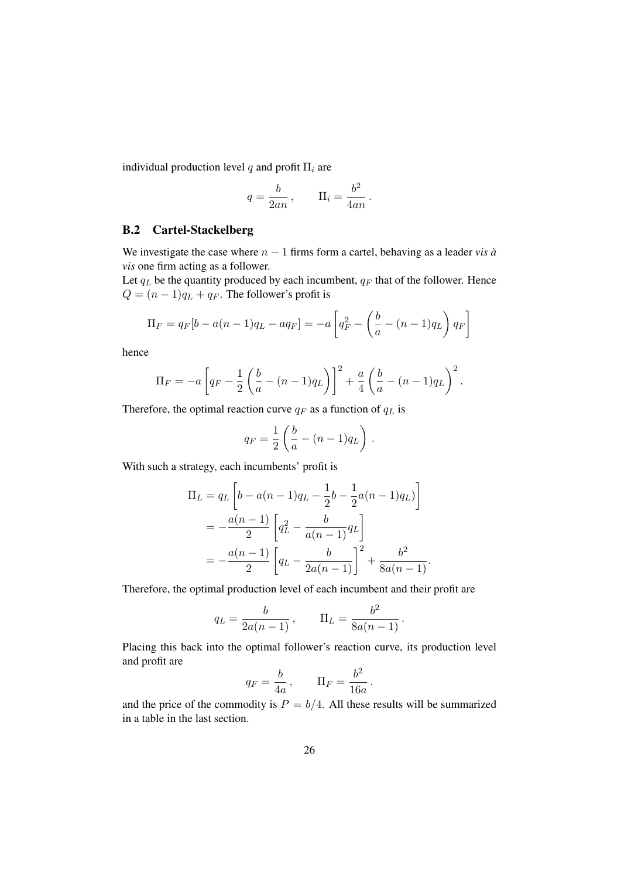individual production level $q$ and profit $\Pi_i$ are

$$q = \frac{b}{2an}\,, \qquad \Pi_i = \frac{b^2}{4an}\,.$$

### B.2 Cartel-Stackelberg

We investigate the case where $n-1$ firms form a cartel, behaving as a leader *vis à vis* one firm acting as a follower.
Let $q_L$ be the quantity produced by each incumbent, $q_F$ that of the follower. Hence $Q = (n-1)q_L + q_F$. The follower's profit is

$$\Pi_F = q_F[b - a(n-1)q_L - aq_F] = -a\left[q_F^2 - \left(\frac{b}{a} - (n-1)q_L\right)q_F\right]$$

hence

$$\Pi_F = -a\left[q_F - \frac{1}{2}\left(\frac{b}{a} - (n-1)q_L\right)\right]^2 + \frac{a}{4}\left(\frac{b}{a} - (n-1)q_L\right)^2.$$

Therefore, the optimal reaction curve $q_F$ as a function of $q_L$ is

$$q_F = \frac{1}{2}\left(\frac{b}{a} - (n-1)q_L\right).$$

With such a strategy, each incumbents' profit is

$$\begin{aligned}
\Pi_L &= q_L\left[b - a(n-1)q_L - \frac{1}{2}b - \frac{1}{2}a(n-1)q_L)\right] \\
&= -\frac{a(n-1)}{2}\left[q_L^2 - \frac{b}{a(n-1)}q_L\right] \\
&= -\frac{a(n-1)}{2}\left[q_L - \frac{b}{2a(n-1)}\right]^2 + \frac{b^2}{8a(n-1)}.
\end{aligned}$$

Therefore, the optimal production level of each incumbent and their profit are

$$q_L = \frac{b}{2a(n-1)}\,, \qquad \Pi_L = \frac{b^2}{8a(n-1)}\,.$$

Placing this back into the optimal follower's reaction curve, its production level and profit are

$$q_F = \frac{b}{4a}\,, \qquad \Pi_F = \frac{b^2}{16a}\,.$$

and the price of the commodity is $P = b/4$. All these results will be summarized in a table in the last section.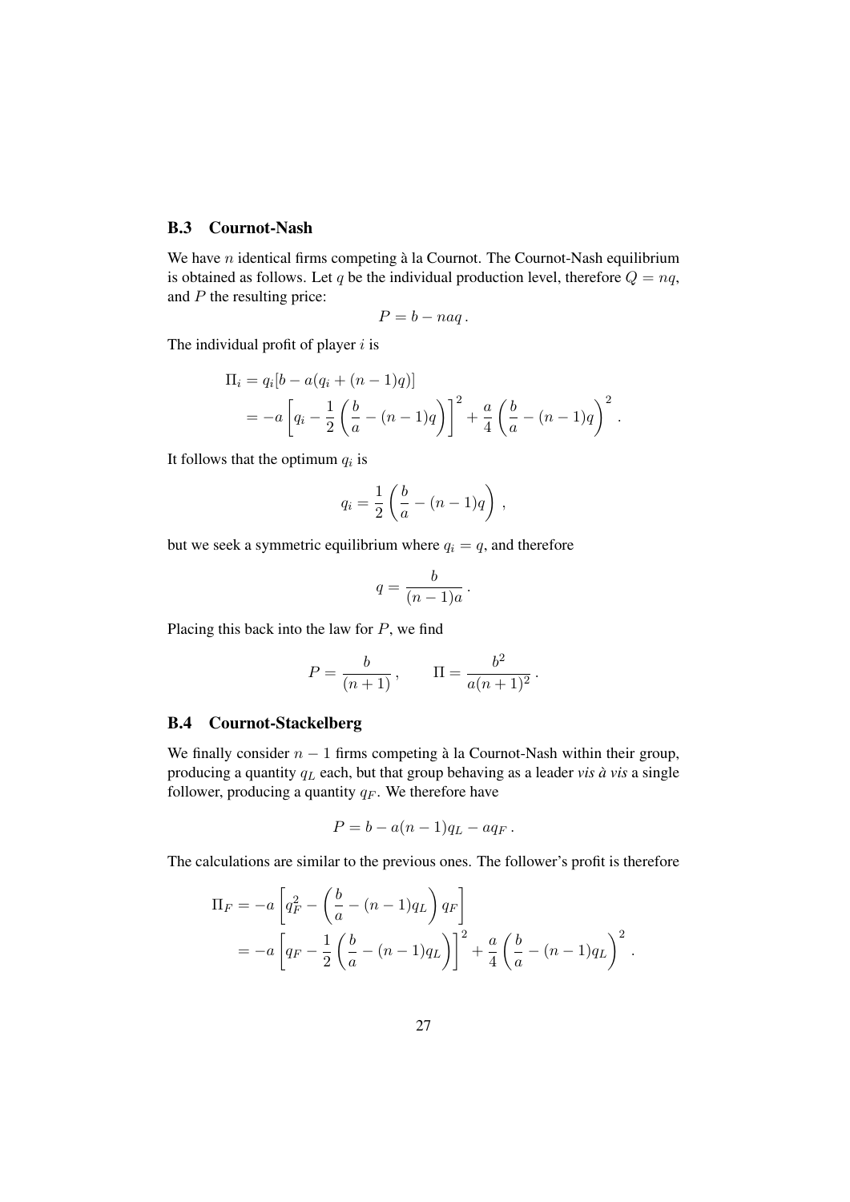### B.3 Cournot-Nash

We have $n$ identical firms competing à la Cournot. The Cournot-Nash equilibrium is obtained as follows. Let $q$ be the individual production level, therefore $Q = nq$, and $P$ the resulting price:

$$P = b - naq\,.$$

The individual profit of player $i$ is

$$\begin{aligned}
\Pi_i &= q_i[b - a(q_i + (n-1)q)] \\
&= -a\left[q_i - \frac{1}{2}\left(\frac{b}{a} - (n-1)q\right)\right]^2 + \frac{a}{4}\left(\frac{b}{a} - (n-1)q\right)^2 .
\end{aligned}$$

It follows that the optimum $q_i$ is

$$q_i = \frac{1}{2}\left(\frac{b}{a} - (n-1)q\right)\,,$$

but we seek a symmetric equilibrium where $q_i = q$, and therefore

$$q = \frac{b}{(n-1)a}\,.$$

Placing this back into the law for $P$, we find

$$P = \frac{b}{(n+1)}\,, \qquad \Pi = \frac{b^2}{a(n+1)^2}\,.$$

### B.4 Cournot-Stackelberg

We finally consider $n-1$ firms competing à la Cournot-Nash within their group, producing a quantity $q_L$ each, but that group behaving as a leader *vis à vis* a single follower, producing a quantity $q_F$. We therefore have

$$P = b - a(n-1)q_L - aq_F\,.$$

The calculations are similar to the previous ones. The follower's profit is therefore

$$\begin{aligned}
\Pi_F &= -a\left[q_F^2 - \left(\frac{b}{a} - (n-1)q_L\right)q_F\right] \\
&= -a\left[q_F - \frac{1}{2}\left(\frac{b}{a} - (n-1)q_L\right)\right]^2 + \frac{a}{4}\left(\frac{b}{a} - (n-1)q_L\right)^2 .
\end{aligned}$$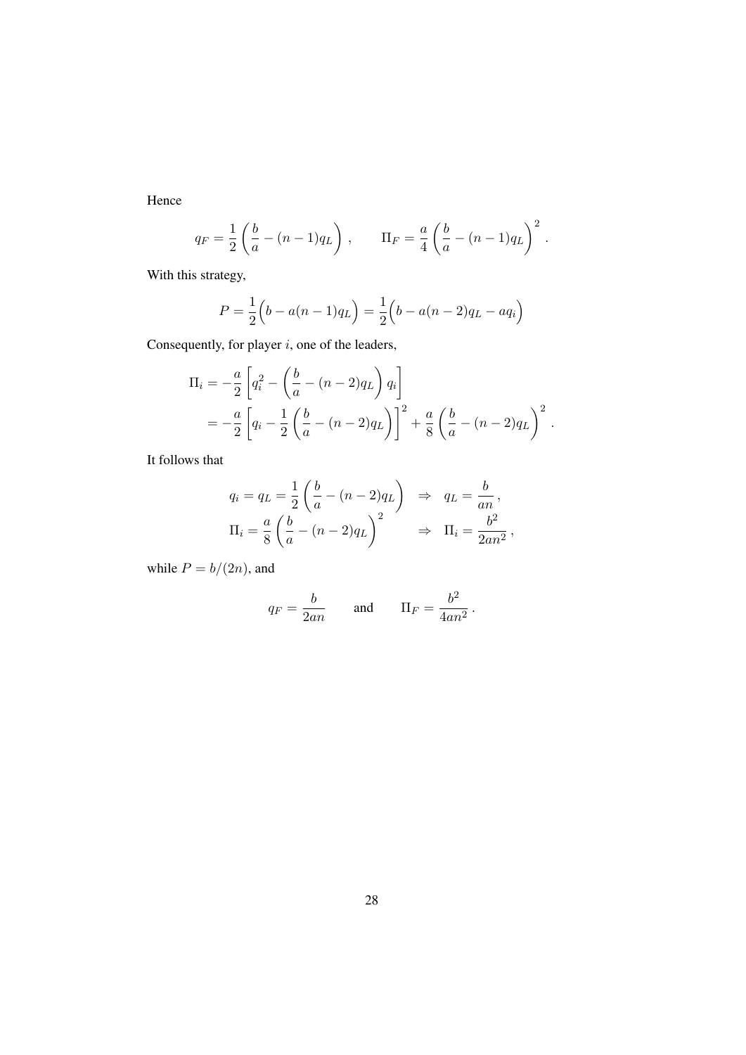Hence

$$q_F = \frac{1}{2}\left(\frac{b}{a} - (n-1)q_L\right), \qquad \Pi_F = \frac{a}{4}\left(\frac{b}{a} - (n-1)q_L\right)^2 .$$

With this strategy,

$$P = \frac{1}{2}\Big(b - a(n-1)q_L\Big) = \frac{1}{2}\Big(b - a(n-2)q_L - aq_i\Big)$$

Consequently, for player $i$, one of the leaders,

$$\begin{aligned}
\Pi_i &= -\frac{a}{2}\left[q_i^2 - \left(\frac{b}{a} - (n-2)q_L\right)q_i\right] \\
&= -\frac{a}{2}\left[q_i - \frac{1}{2}\left(\frac{b}{a} - (n-2)q_L\right)\right]^2 + \frac{a}{8}\left(\frac{b}{a} - (n-2)q_L\right)^2 .
\end{aligned}$$

It follows that

$$\begin{aligned}
q_i = q_L &= \frac{1}{2}\left(\frac{b}{a} - (n-2)q_L\right) \quad \Rightarrow \quad q_L = \frac{b}{an}, \\
\Pi_i &= \frac{a}{8}\left(\frac{b}{a} - (n-2)q_L\right)^2 \quad \Rightarrow \quad \Pi_i = \frac{b^2}{2an^2},
\end{aligned}$$

while $P = b/(2n)$, and

$$q_F = \frac{b}{2an} \qquad \text{and} \qquad \Pi_F = \frac{b^2}{4an^2} .$$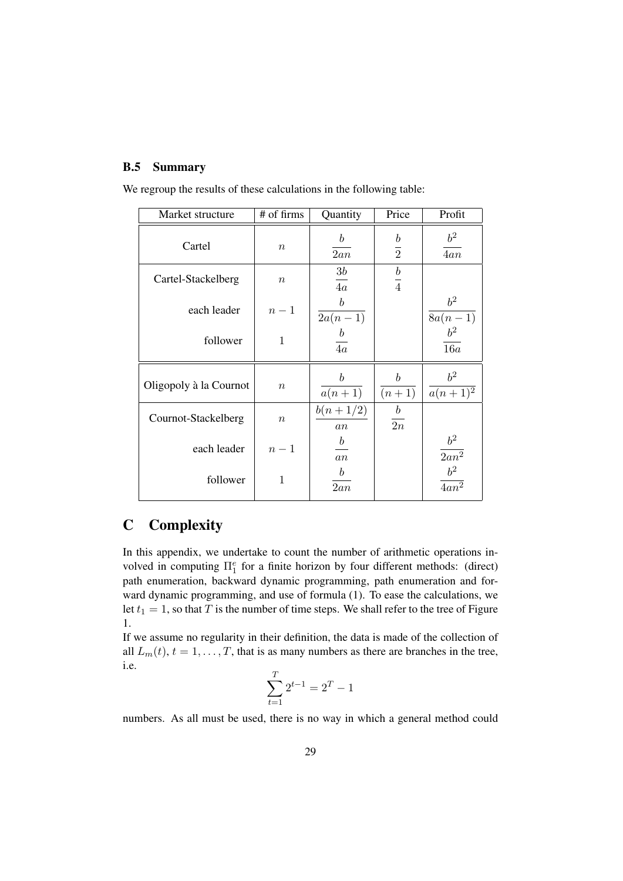### B.5 Summary

We regroup the results of these calculations in the following table:

| Market structure | # of firms | Quantity | Price | Profit |
|---|---|---|---|---|
| Cartel | $n$ | $\dfrac{b}{2an}$ | $\dfrac{b}{2}$ | $\dfrac{b^2}{4an}$ |
| Cartel-Stackelberg | $n$ | $\dfrac{3b}{4a}$ | $\dfrac{b}{4}$ | |
| each leader | $n-1$ | $\dfrac{b}{2a(n-1)}$ | | $\dfrac{b^2}{8a(n-1)}$ |
| follower | $1$ | $\dfrac{b}{4a}$ | | $\dfrac{b^2}{16a}$ |
| Oligopoly à la Cournot | $n$ | $\dfrac{b}{a(n+1)}$ | $\dfrac{b}{(n+1)}$ | $\dfrac{b^2}{a(n+1)^2}$ |
| Cournot-Stackelberg | $n$ | $\dfrac{b(n+1/2)}{an}$ | $\dfrac{b}{2n}$ | |
| each leader | $n-1$ | $\dfrac{b}{an}$ | | $\dfrac{b^2}{2an^2}$ |
| follower | $1$ | $\dfrac{b}{2an}$ | | $\dfrac{b^2}{4an^2}$ |

## C Complexity

In this appendix, we undertake to count the number of arithmetic operations involved in computing $\Pi_1^e$ for a finite horizon by four different methods: (direct) path enumeration, backward dynamic programming, path enumeration and forward dynamic programming, and use of formula (1). To ease the calculations, we let $t_1 = 1$, so that $T$ is the number of time steps. We shall refer to the tree of Figure 1.

If we assume no regularity in their definition, the data is made of the collection of all $L_m(t)$, $t = 1, \ldots, T$, that is as many numbers as there are branches in the tree, i.e.

$$\sum_{t=1}^{T} 2^{t-1} = 2^T - 1$$

numbers. As all must be used, there is no way in which a general method could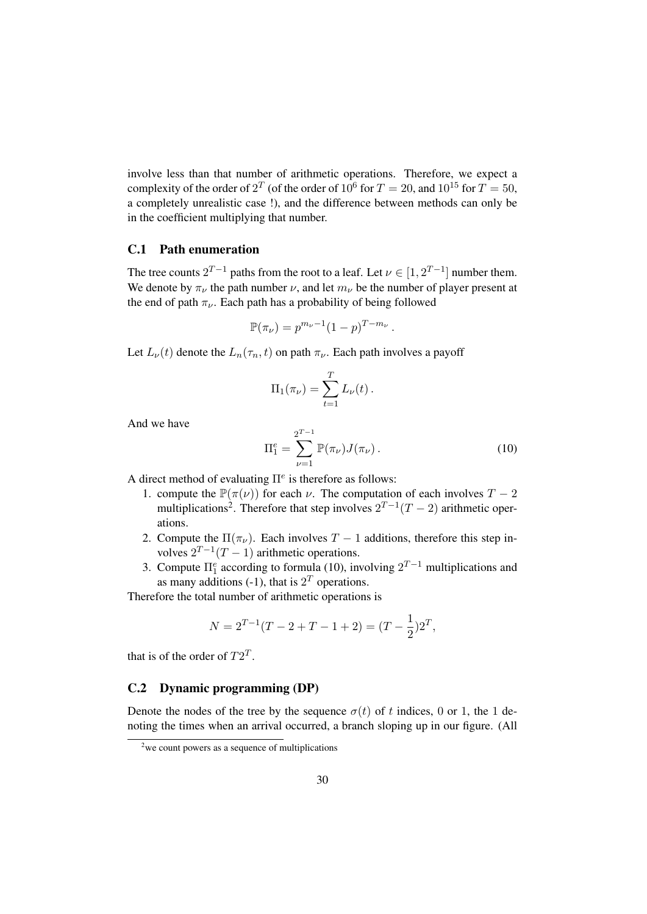involve less than that number of arithmetic operations. Therefore, we expect a complexity of the order of $2^T$ (of the order of $10^6$ for $T = 20$, and $10^{15}$ for $T = 50$, a completely unrealistic case !), and the difference between methods can only be in the coefficient multiplying that number.

### C.1 Path enumeration

The tree counts $2^{T-1}$ paths from the root to a leaf. Let $\nu \in [1, 2^{T-1}]$ number them. We denote by $\pi_\nu$ the path number $\nu$, and let $m_\nu$ be the number of player present at the end of path $\pi_\nu$. Each path has a probability of being followed

$$\mathbb{P}(\pi_\nu) = p^{m_\nu - 1}(1-p)^{T-m_\nu}\,.$$

Let $L_\nu(t)$ denote the $L_n(\tau_n, t)$ on path $\pi_\nu$. Each path involves a payoff

$$\Pi_1(\pi_\nu) = \sum_{t=1}^{T} L_\nu(t)\,.$$

And we have

$$\Pi_1^e = \sum_{\nu=1}^{2^{T-1}} \mathbb{P}(\pi_\nu) J(\pi_\nu)\,. \tag{10}$$

A direct method of evaluating $\Pi^e$ is therefore as follows:

1. compute the $\mathbb{P}(\pi(\nu))$ for each $\nu$. The computation of each involves $T-2$ multiplications[2]. Therefore that step involves $2^{T-1}(T-2)$ arithmetic operations.
2. Compute the $\Pi(\pi_\nu)$. Each involves $T-1$ additions, therefore this step involves $2^{T-1}(T-1)$ arithmetic operations.
3. Compute $\Pi_1^e$ according to formula (10), involving $2^{T-1}$ multiplications and as many additions (-1), that is $2^T$ operations.

Therefore the total number of arithmetic operations is

$$N = 2^{T-1}(T-2+T-1+2) = (T - \frac{1}{2})2^T,$$

that is of the order of $T2^T$.

### C.2 Dynamic programming (DP)

Denote the nodes of the tree by the sequence $\sigma(t)$ of $t$ indices, 0 or 1, the 1 denoting the times when an arrival occurred, a branch sloping up in our figure. (All

[2] we count powers as a sequence of multiplications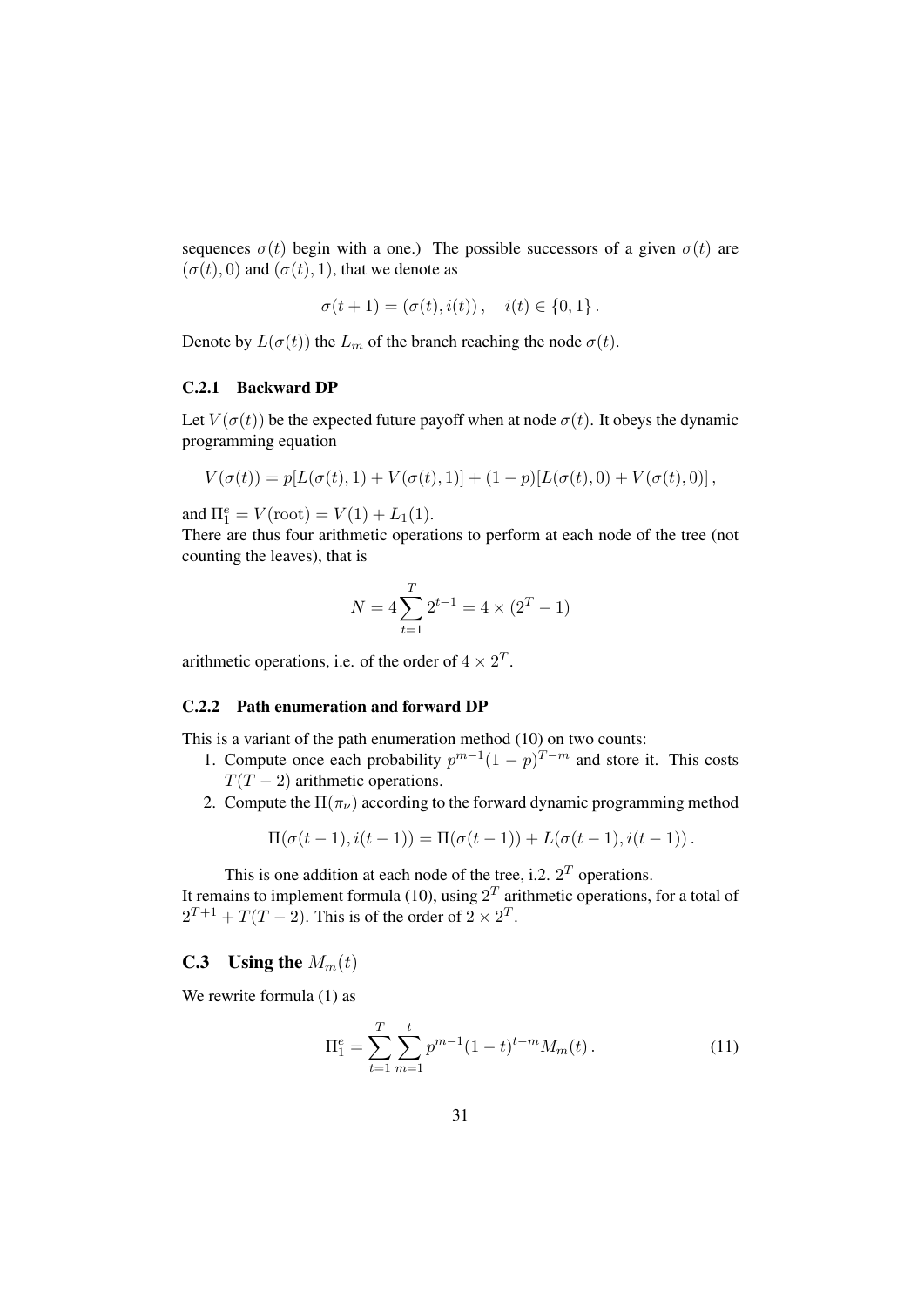sequences $\sigma(t)$ begin with a one.) The possible successors of a given $\sigma(t)$ are $(\sigma(t), 0)$ and $(\sigma(t), 1)$, that we denote as

$$\sigma(t+1) = (\sigma(t), i(t)), \quad i(t) \in \{0, 1\}.$$

Denote by $L(\sigma(t))$ the $L_m$ of the branch reaching the node $\sigma(t)$.

### C.2.1 Backward DP

Let $V(\sigma(t))$ be the expected future payoff when at node $\sigma(t)$. It obeys the dynamic programming equation

$$V(\sigma(t)) = p[L(\sigma(t), 1) + V(\sigma(t), 1)] + (1-p)[L(\sigma(t), 0) + V(\sigma(t), 0)],$$

and $\Pi_1^e = V(\text{root}) = V(1) + L_1(1)$.

There are thus four arithmetic operations to perform at each node of the tree (not counting the leaves), that is

$$N = 4 \sum_{t=1}^{T} 2^{t-1} = 4 \times (2^T - 1)$$

arithmetic operations, i.e. of the order of $4 \times 2^T$.

### C.2.2 Path enumeration and forward DP

This is a variant of the path enumeration method (10) on two counts:

1. Compute once each probability $p^{m-1}(1-p)^{T-m}$ and store it. This costs $T(T-2)$ arithmetic operations.
2. Compute the $\Pi(\pi_\nu)$ according to the forward dynamic programming method

$$\Pi(\sigma(t-1), i(t-1)) = \Pi(\sigma(t-1)) + L(\sigma(t-1), i(t-1)).$$

This is one addition at each node of the tree, i.2. $2^T$ operations.

It remains to implement formula (10), using $2^T$ arithmetic operations, for a total of $2^{T+1} + T(T-2)$. This is of the order of $2 \times 2^T$.

## C.3 Using the $M_m(t)$

We rewrite formula (1) as

$$\Pi_1^e = \sum_{t=1}^{T} \sum_{m=1}^{t} p^{m-1}(1-t)^{t-m} M_m(t). \tag{11}$$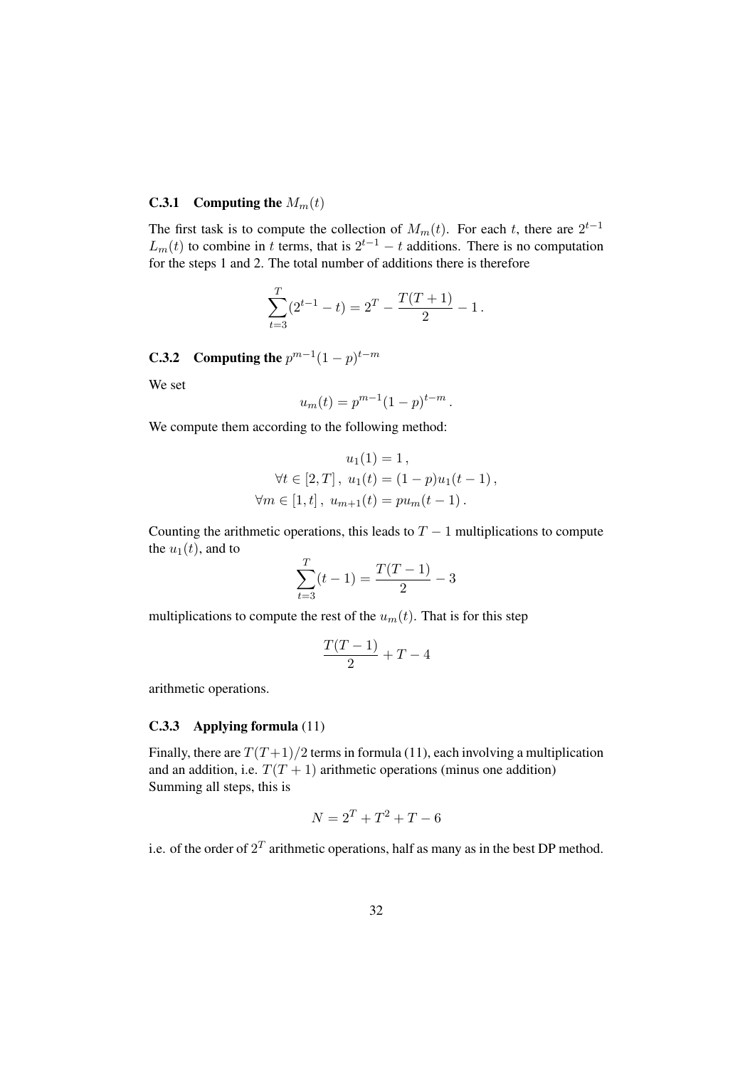### C.3.1 Computing the $M_m(t)$

The first task is to compute the collection of $M_m(t)$. For each $t$, there are $2^{t-1}$ $L_m(t)$ to combine in $t$ terms, that is $2^{t-1} - t$ additions. There is no computation for the steps 1 and 2. The total number of additions there is therefore

$$\sum_{t=3}^{T} (2^{t-1} - t) = 2^T - \frac{T(T+1)}{2} - 1\,.$$

### C.3.2 Computing the $p^{m-1}(1-p)^{t-m}$

We set

$$u_m(t) = p^{m-1}(1-p)^{t-m}\,.$$

We compute them according to the following method:

$$\begin{aligned}
u_1(1) &= 1\,, \\
\forall t \in [2, T]\,,\ u_1(t) &= (1-p)u_1(t-1)\,, \\
\forall m \in [1, t]\,,\ u_{m+1}(t) &= p u_m(t-1)\,.
\end{aligned}$$

Counting the arithmetic operations, this leads to $T - 1$ multiplications to compute the $u_1(t)$, and to

$$\sum_{t=3}^{T} (t-1) = \frac{T(T-1)}{2} - 3$$

multiplications to compute the rest of the $u_m(t)$. That is for this step

$$\frac{T(T-1)}{2} + T - 4$$

arithmetic operations.

### C.3.3 Applying formula (11)

Finally, there are $T(T+1)/2$ terms in formula (11), each involving a multiplication and an addition, i.e. $T(T+1)$ arithmetic operations (minus one addition) Summing all steps, this is

$$N = 2^T + T^2 + T - 6$$

i.e. of the order of $2^T$ arithmetic operations, half as many as in the best DP method.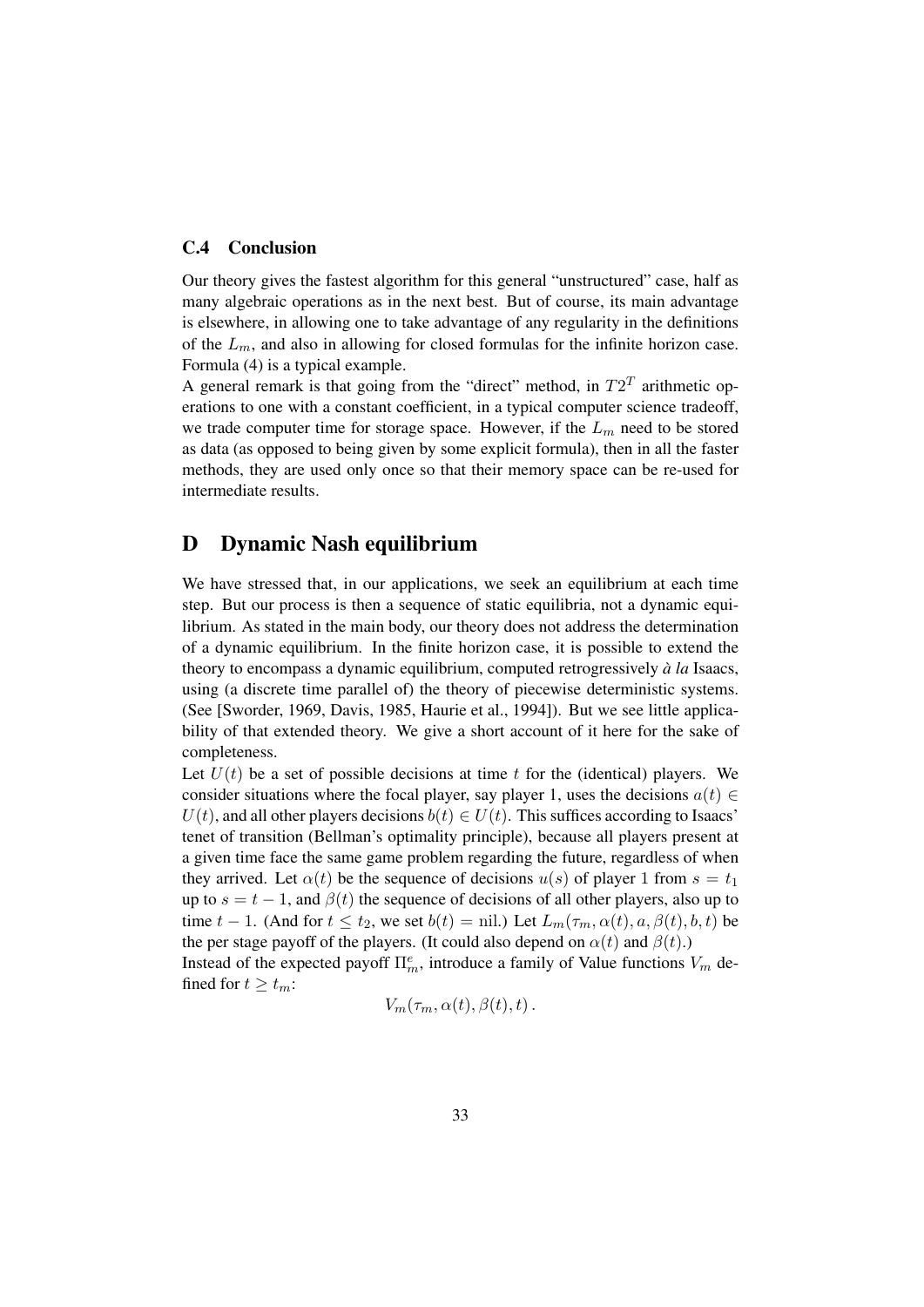### C.4 Conclusion

Our theory gives the fastest algorithm for this general "unstructured" case, half as many algebraic operations as in the next best. But of course, its main advantage is elsewhere, in allowing one to take advantage of any regularity in the definitions of the $L_m$, and also in allowing for closed formulas for the infinite horizon case. Formula (4) is a typical example.

A general remark is that going from the "direct" method, in $T2^T$ arithmetic operations to one with a constant coefficient, in a typical computer science tradeoff, we trade computer time for storage space. However, if the $L_m$ need to be stored as data (as opposed to being given by some explicit formula), then in all the faster methods, they are used only once so that their memory space can be re-used for intermediate results.

## D Dynamic Nash equilibrium

We have stressed that, in our applications, we seek an equilibrium at each time step. But our process is then a sequence of static equilibria, not a dynamic equilibrium. As stated in the main body, our theory does not address the determination of a dynamic equilibrium. In the finite horizon case, it is possible to extend the theory to encompass a dynamic equilibrium, computed retrogressively *à la* Isaacs, using (a discrete time parallel of) the theory of piecewise deterministic systems. (See [Sworder, 1969, Davis, 1985, Haurie et al., 1994]). But we see little applicability of that extended theory. We give a short account of it here for the sake of completeness.

Let $U(t)$ be a set of possible decisions at time $t$ for the (identical) players. We consider situations where the focal player, say player 1, uses the decisions $a(t) \in U(t)$, and all other players decisions $b(t) \in U(t)$. This suffices according to Isaacs' tenet of transition (Bellman's optimality principle), because all players present at a given time face the same game problem regarding the future, regardless of when they arrived. Let $\alpha(t)$ be the sequence of decisions $u(s)$ of player 1 from $s = t_1$ up to $s = t - 1$, and $\beta(t)$ the sequence of decisions of all other players, also up to time $t - 1$. (And for $t \leq t_2$, we set $b(t) = \text{nil}$.) Let $L_m(\tau_m, \alpha(t), a, \beta(t), b, t)$ be the per stage payoff of the players. (It could also depend on $\alpha(t)$ and $\beta(t)$.)

Instead of the expected payoff $\Pi_m^e$, introduce a family of Value functions $V_m$ defined for $t \geq t_m$:

$$V_m(\tau_m, \alpha(t), \beta(t), t) .$$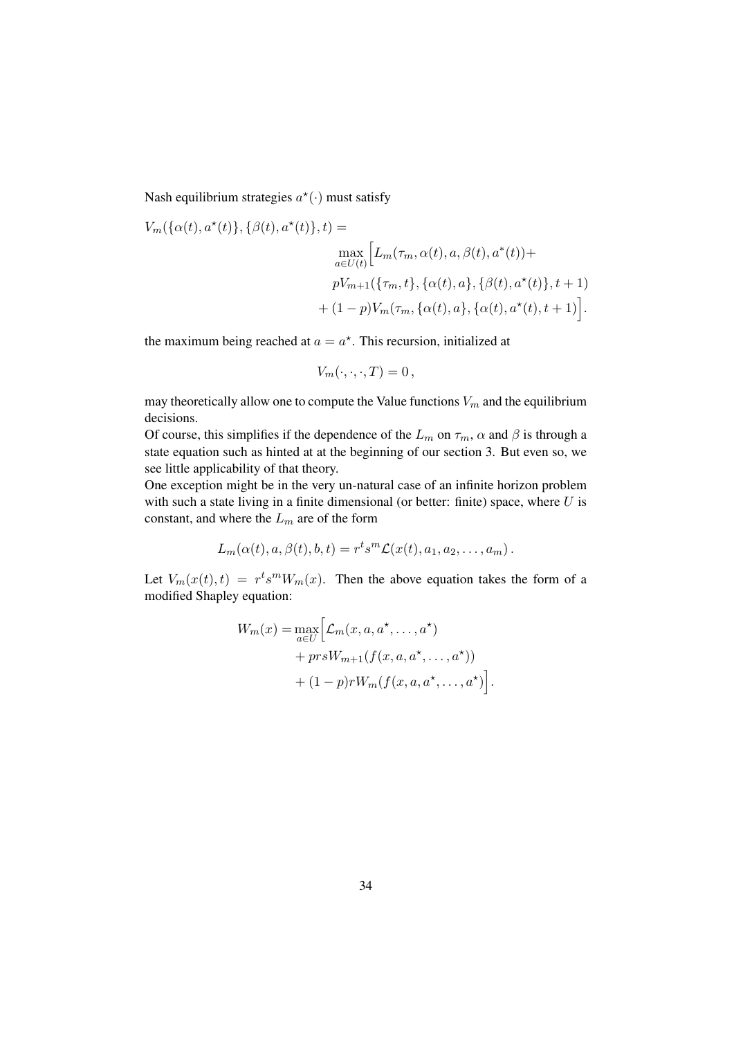Nash equilibrium strategies $a^\star(\cdot)$ must satisfy

$$
\begin{aligned}
V_m(\{\alpha(t), a^\star(t)\}, \{\beta(t), a^\star(t)\}, t) = \\
&\max_{a\in U(t)} \Big[ L_m(\tau_m, \alpha(t), a, \beta(t), a^*(t)) + \\
&\qquad pV_{m+1}(\{\tau_m, t\}, \{\alpha(t), a\}, \{\beta(t), a^\star(t)\}, t+1) \\
&\qquad + (1-p)V_m(\tau_m, \{\alpha(t), a\}, \{\alpha(t), a^\star(t), t+1) \Big].
\end{aligned}
$$

the maximum being reached at $a = a^\star$. This recursion, initialized at

$$
V_m(\cdot, \cdot, \cdot, T) = 0\,,
$$

may theoretically allow one to compute the Value functions $V_m$ and the equilibrium decisions.

Of course, this simplifies if the dependence of the $L_m$ on $\tau_m$, $\alpha$ and $\beta$ is through a state equation such as hinted at at the beginning of our section 3. But even so, we see little applicability of that theory.

One exception might be in the very un-natural case of an infinite horizon problem with such a state living in a finite dimensional (or better: finite) space, where $U$ is constant, and where the $L_m$ are of the form

$$
L_m(\alpha(t), a, \beta(t), b, t) = r^t s^m \mathcal{L}(x(t), a_1, a_2, \ldots, a_m)\,.
$$

Let $V_m(x(t), t) = r^t s^m W_m(x)$. Then the above equation takes the form of a modified Shapley equation:

$$
\begin{aligned}
W_m(x) = \max_{a\in U} \Big[ &\mathcal{L}_m(x, a, a^\star, \ldots, a^\star) \\
&+ prsW_{m+1}(f(x, a, a^\star, \ldots, a^\star)) \\
&+ (1-p)rW_m(f(x, a, a^\star, \ldots, a^\star) \Big].
\end{aligned}
$$